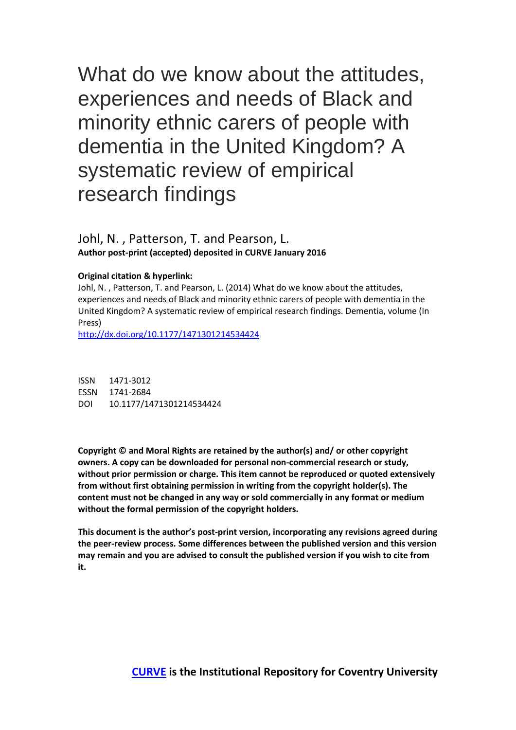# What do we know about the attitudes, experiences and needs of Black and minority ethnic carers of people with dementia in the United Kingdom? A systematic review of empirical research findings

Johl, N. , Patterson, T. and Pearson, L.

**Author post-print (accepted) deposited in CURVE January 2016**

**Original citation & hyperlink:**

Johl, N. , Patterson, T. and Pearson, L. (2014) What do we know about the attitudes, experiences and needs of Black and minority ethnic carers of people with dementia in the United Kingdom? A systematic review of empirical research findings. Dementia, volume (In Press)

http://dx.doi.org/10.1177/1471301214534424

ISSN 1471-3012
ESSN 1741-2684
DOI 10.1177/1471301214534424

**Copyright © and Moral Rights are retained by the author(s) and/ or other copyright owners. A copy can be downloaded for personal non-commercial research or study, without prior permission or charge. This item cannot be reproduced or quoted extensively from without first obtaining permission in writing from the copyright holder(s). The content must not be changed in any way or sold commercially in any format or medium without the formal permission of the copyright holders.**

**This document is the author's post-print version, incorporating any revisions agreed during the peer-review process. Some differences between the published version and this version may remain and you are advised to consult the published version if you wish to cite from it.**

**CURVE is the Institutional Repository for Coventry University**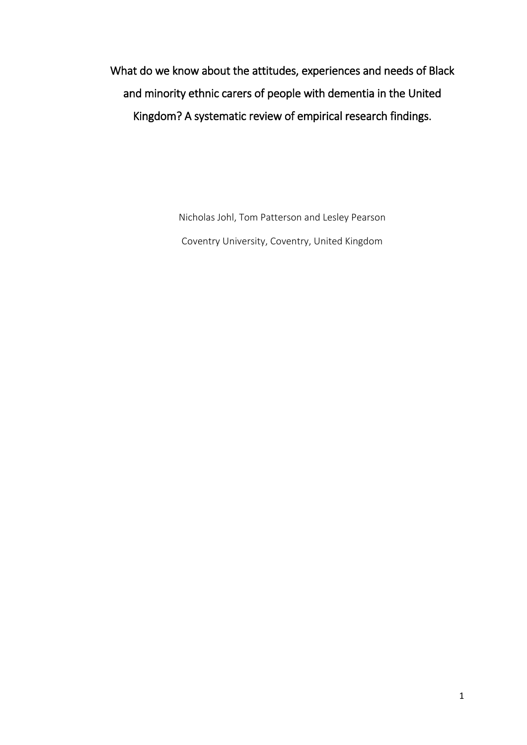# What do we know about the attitudes, experiences and needs of Black and minority ethnic carers of people with dementia in the United Kingdom? A systematic review of empirical research findings.

Nicholas Johl, Tom Patterson and Lesley Pearson

Coventry University, Coventry, United Kingdom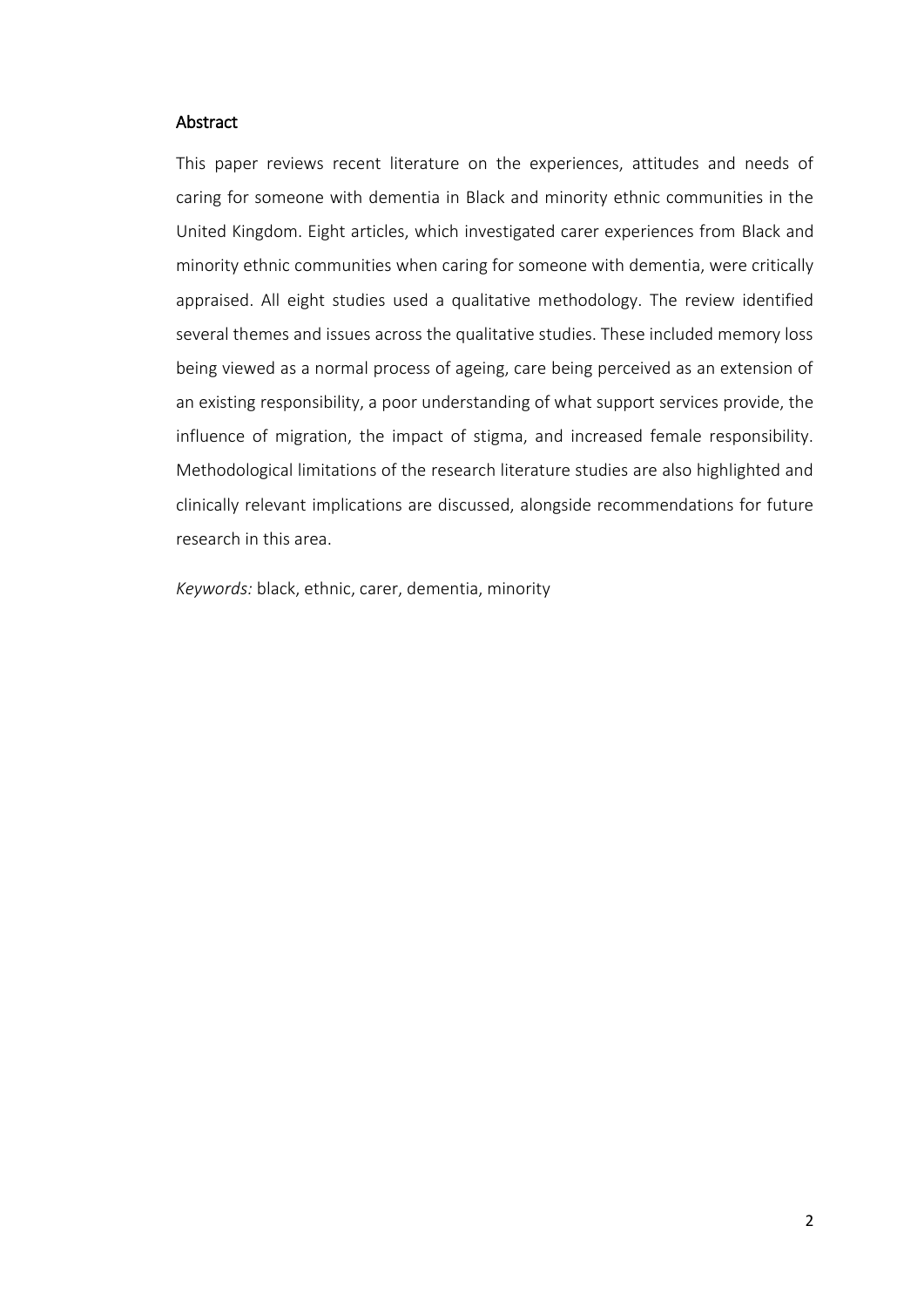## Abstract

This paper reviews recent literature on the experiences, attitudes and needs of caring for someone with dementia in Black and minority ethnic communities in the United Kingdom. Eight articles, which investigated carer experiences from Black and minority ethnic communities when caring for someone with dementia, were critically appraised. All eight studies used a qualitative methodology. The review identified several themes and issues across the qualitative studies. These included memory loss being viewed as a normal process of ageing, care being perceived as an extension of an existing responsibility, a poor understanding of what support services provide, the influence of migration, the impact of stigma, and increased female responsibility. Methodological limitations of the research literature studies are also highlighted and clinically relevant implications are discussed, alongside recommendations for future research in this area.

*Keywords:* black, ethnic, carer, dementia, minority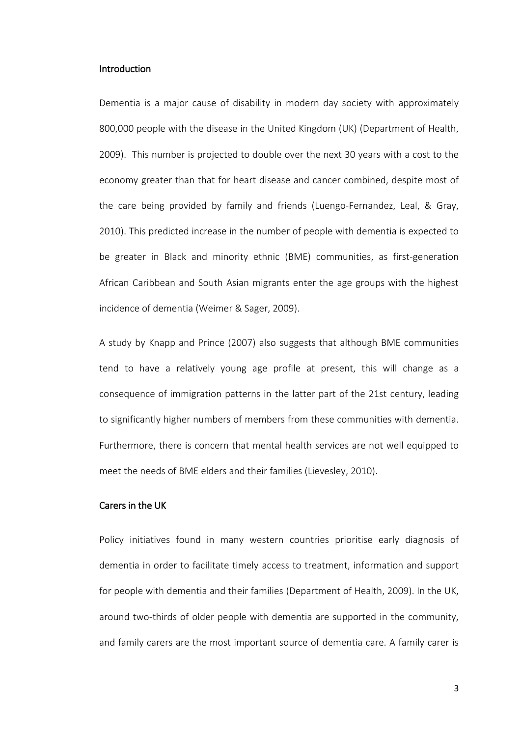## Introduction

Dementia is a major cause of disability in modern day society with approximately 800,000 people with the disease in the United Kingdom (UK) (Department of Health, 2009). This number is projected to double over the next 30 years with a cost to the economy greater than that for heart disease and cancer combined, despite most of the care being provided by family and friends (Luengo-Fernandez, Leal, & Gray, 2010). This predicted increase in the number of people with dementia is expected to be greater in Black and minority ethnic (BME) communities, as first-generation African Caribbean and South Asian migrants enter the age groups with the highest incidence of dementia (Weimer & Sager, 2009).

A study by Knapp and Prince (2007) also suggests that although BME communities tend to have a relatively young age profile at present, this will change as a consequence of immigration patterns in the latter part of the 21st century, leading to significantly higher numbers of members from these communities with dementia. Furthermore, there is concern that mental health services are not well equipped to meet the needs of BME elders and their families (Lievesley, 2010).

## Carers in the UK

Policy initiatives found in many western countries prioritise early diagnosis of dementia in order to facilitate timely access to treatment, information and support for people with dementia and their families (Department of Health, 2009). In the UK, around two-thirds of older people with dementia are supported in the community, and family carers are the most important source of dementia care. A family carer is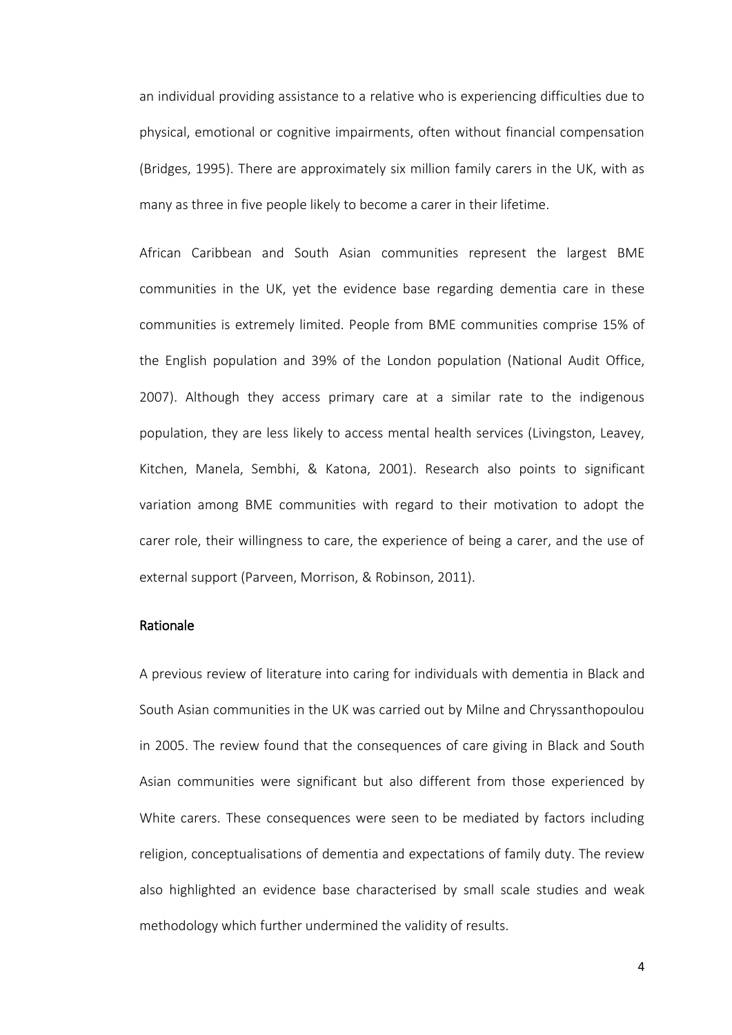an individual providing assistance to a relative who is experiencing difficulties due to physical, emotional or cognitive impairments, often without financial compensation (Bridges, 1995). There are approximately six million family carers in the UK, with as many as three in five people likely to become a carer in their lifetime.

African Caribbean and South Asian communities represent the largest BME communities in the UK, yet the evidence base regarding dementia care in these communities is extremely limited. People from BME communities comprise 15% of the English population and 39% of the London population (National Audit Office, 2007). Although they access primary care at a similar rate to the indigenous population, they are less likely to access mental health services (Livingston, Leavey, Kitchen, Manela, Sembhi, & Katona, 2001). Research also points to significant variation among BME communities with regard to their motivation to adopt the carer role, their willingness to care, the experience of being a carer, and the use of external support (Parveen, Morrison, & Robinson, 2011).

### Rationale

A previous review of literature into caring for individuals with dementia in Black and South Asian communities in the UK was carried out by Milne and Chryssanthopoulou in 2005. The review found that the consequences of care giving in Black and South Asian communities were significant but also different from those experienced by White carers. These consequences were seen to be mediated by factors including religion, conceptualisations of dementia and expectations of family duty. The review also highlighted an evidence base characterised by small scale studies and weak methodology which further undermined the validity of results.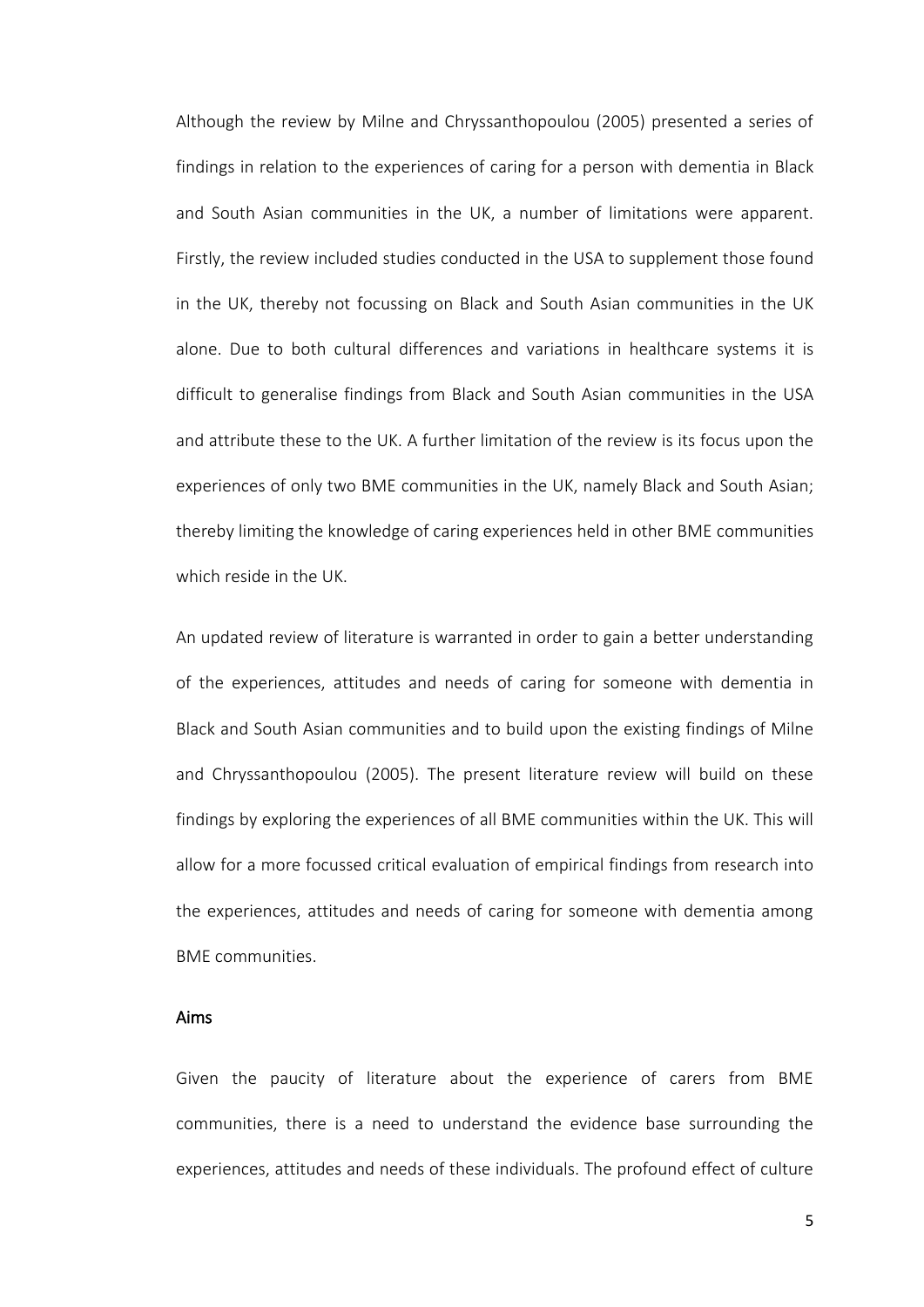Although the review by Milne and Chryssanthopoulou (2005) presented a series of findings in relation to the experiences of caring for a person with dementia in Black and South Asian communities in the UK, a number of limitations were apparent. Firstly, the review included studies conducted in the USA to supplement those found in the UK, thereby not focussing on Black and South Asian communities in the UK alone. Due to both cultural differences and variations in healthcare systems it is difficult to generalise findings from Black and South Asian communities in the USA and attribute these to the UK. A further limitation of the review is its focus upon the experiences of only two BME communities in the UK, namely Black and South Asian; thereby limiting the knowledge of caring experiences held in other BME communities which reside in the UK.

An updated review of literature is warranted in order to gain a better understanding of the experiences, attitudes and needs of caring for someone with dementia in Black and South Asian communities and to build upon the existing findings of Milne and Chryssanthopoulou (2005). The present literature review will build on these findings by exploring the experiences of all BME communities within the UK. This will allow for a more focussed critical evaluation of empirical findings from research into the experiences, attitudes and needs of caring for someone with dementia among BME communities.

## Aims

Given the paucity of literature about the experience of carers from BME communities, there is a need to understand the evidence base surrounding the experiences, attitudes and needs of these individuals. The profound effect of culture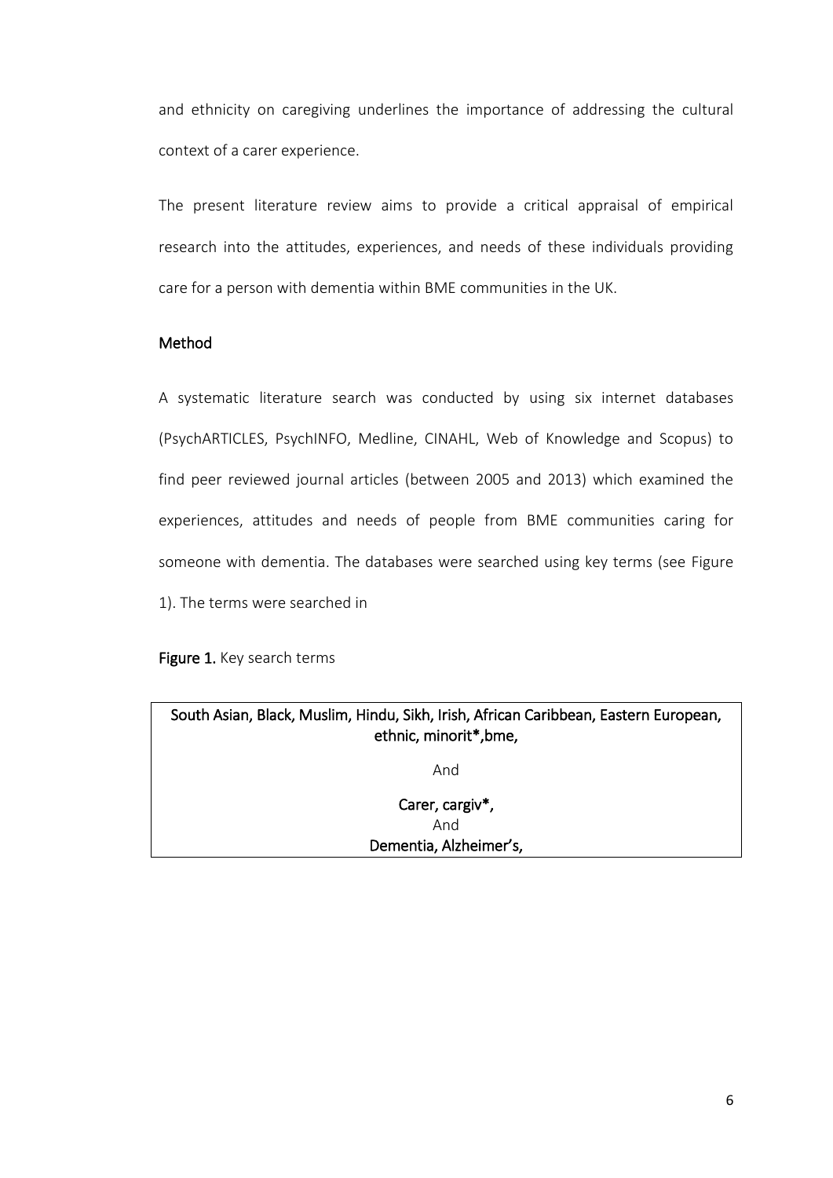and ethnicity on caregiving underlines the importance of addressing the cultural context of a carer experience.

The present literature review aims to provide a critical appraisal of empirical research into the attitudes, experiences, and needs of these individuals providing care for a person with dementia within BME communities in the UK.

## Method

A systematic literature search was conducted by using six internet databases (PsychARTICLES, PsychINFO, Medline, CINAHL, Web of Knowledge and Scopus) to find peer reviewed journal articles (between 2005 and 2013) which examined the experiences, attitudes and needs of people from BME communities caring for someone with dementia. The databases were searched using key terms (see Figure 1). The terms were searched in

**Figure 1.** Key search terms

| South Asian, Black, Muslim, Hindu, Sikh, Irish, African Caribbean, Eastern European, ethnic, minorit*,bme, |
|---|
| And |
| Carer, cargiv*, |
| And |
| Dementia, Alzheimer's, |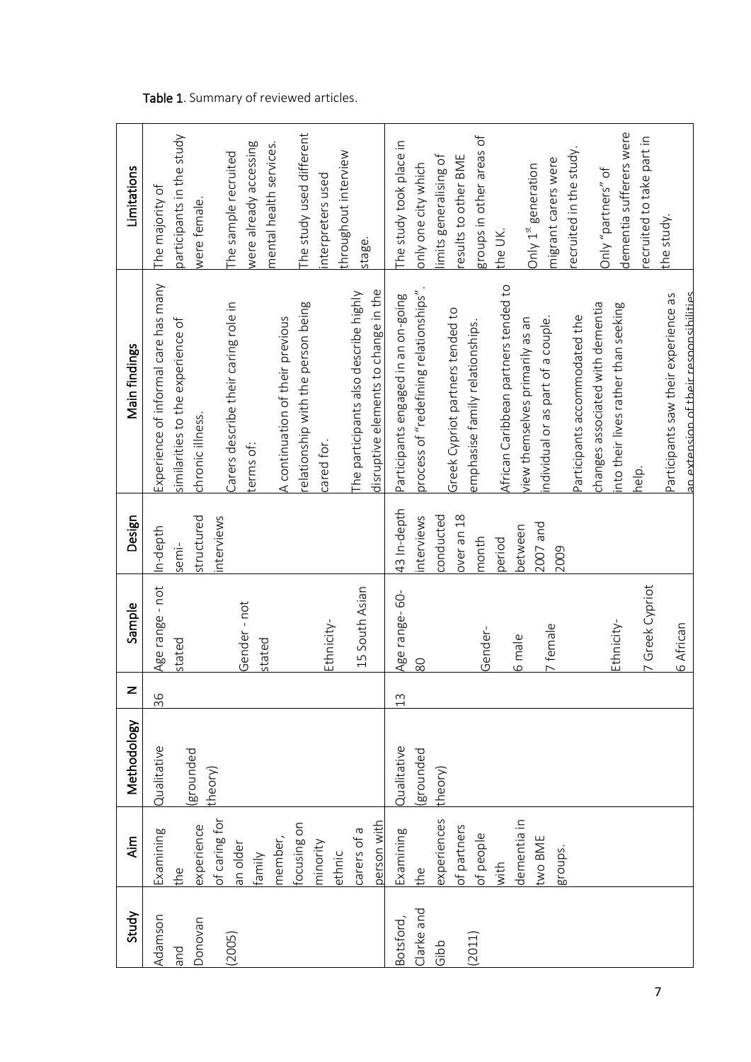Table 1. Summary of reviewed articles.

| Study | Aim | Methodology | N | Sample | Design | Main findings | Limitations |
|---|---|---|---|---|---|---|---|
| Adamson and Donovan (2005) | Examining the experience of caring for an older family member, focusing on minority ethnic carers of a person with | Qualitative (grounded theory) | 36 | Age range - not stated<br><br>Gender - not stated<br><br>Ethnicity-<br><br>15 South Asian | In-depth semi-structured interviews | Experience of informal care has many similarities to the experience of chronic illness.<br><br>Carers describe their caring role in terms of:<br><br>A continuation of their previous relationship with the person being cared for.<br><br>The participants also describe highly disruptive elements to change in the | The majority of participants in the study were female.<br><br>The sample recruited were already accessing mental health services.<br><br>The study used different interpreters used throughout interview stage. |
| Botsford, Clarke and Gibb (2011) | Examining the experiences of partners of people with dementia in two BME groups. | Qualitative (grounded theory) | 13 | Age range- 60-80<br><br>Gender-<br><br>6 male<br><br>7 female<br><br>Ethnicity-<br><br>7 Greek Cypriot<br><br>6 African | 43 In-depth interviews conducted over an 18 month period between 2007 and 2009 | Participants engaged in an on-going process of "redefining relationships".<br><br>Greek Cypriot partners tended to emphasise family relationships.<br><br>African Caribbean partners tended to view themselves primarily as an individual or as part of a couple.<br><br>Participants accommodated the changes associated with dementia into their lives rather than seeking help.<br><br>Participants saw their experience as an extension of their responsibilities | The study took place in only one city which limits generalising of results to other BME groups in other areas of the UK.<br><br>Only 1st generation migrant carers were recruited in the study.<br><br>Only "partners" of dementia sufferers were recruited to take part in the study. |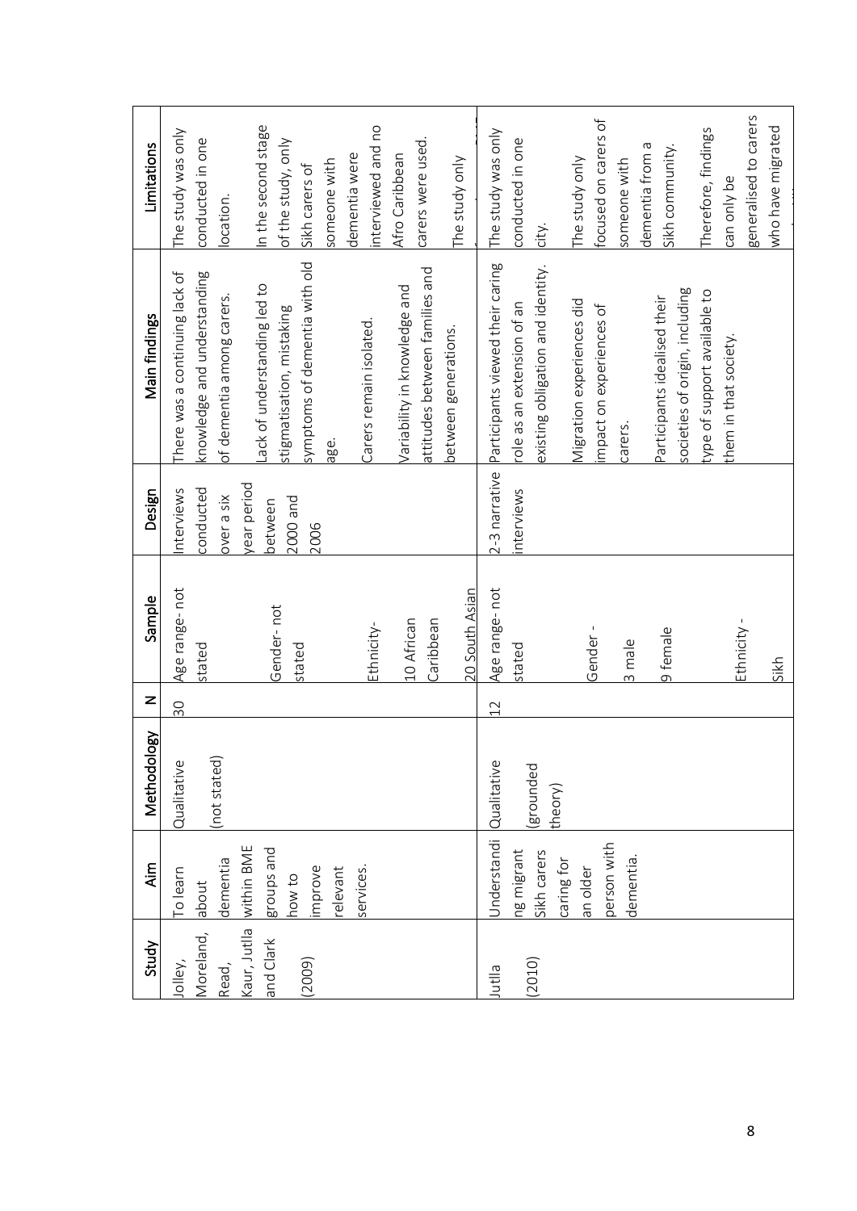| Study | Aim | Methodology | N | Sample | Design | Main findings | Limitations |
|---|---|---|---|---|---|---|---|
| Jolley, Moreland, Read, Kaur, Jutlla and Clark (2009) | To learn about dementia within BME groups and how to improve relevant services. | Qualitative (not stated) | 30 | Age range- not stated<br><br>Gender- not stated<br><br>Ethnicity-<br><br>10 African Caribbean<br><br>20 South Asian | Interviews conducted over a six year period between 2000 and 2006 | There was a continuing lack of knowledge and understanding of dementia among carers.<br><br>Lack of understanding led to stigmatisation, mistaking symptoms of dementia with old age.<br><br>Carers remain isolated.<br><br>Variability in knowledge and attitudes between families and between generations. | The study was only conducted in one location.<br><br>In the second stage of the study, only Sikh carers of someone with dementia were interviewed and no Afro Caribbean carers were used.<br><br>The study only |
| Jutlla (2010) | Understanding migrant Sikh carers caring for an older person with dementia. | Qualitative (grounded theory) | 12 | Age range- not stated<br><br>Gender -<br><br>3 male<br><br>9 female<br><br>Ethnicity -<br><br>Sikh | 2-3 narrative interviews | Participants viewed their caring role as an extension of an existing obligation and identity.<br><br>Migration experiences did impact on experiences of carers.<br><br>Participants idealised their societies of origin, including type of support available to them in that society. | The study was only conducted in one city.<br><br>The study only focused on carers of someone with dementia from a Sikh community.<br><br>Therefore, findings can only be generalised to carers who have migrated |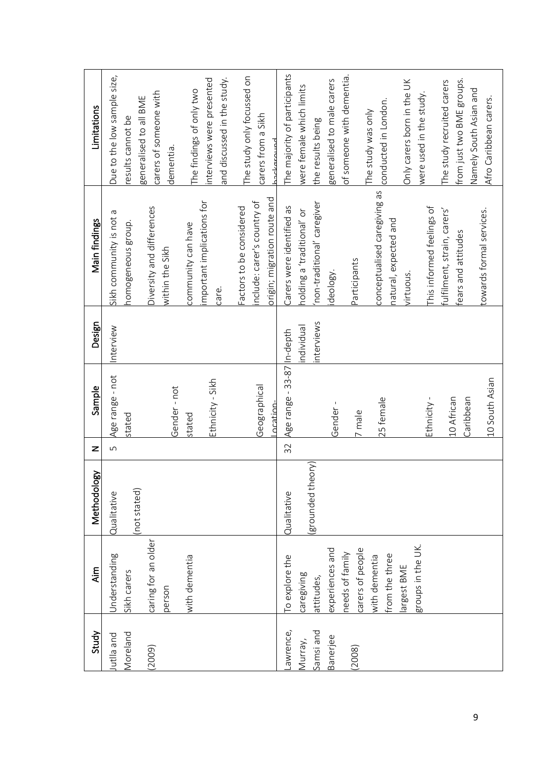| Study | Aim | Methodology | N | Sample | Design | Main findings | Limitations |
|---|---|---|---|---|---|---|---|
| Jutlla and Moreland (2009) | Understanding Sikh carers caring for an older person with dementia | Qualitative (not stated) | 5 | Age range - not stated<br>Gender - not stated<br>Ethnicity - Sikh<br>Geographical Location- | Interview | Sikh community is not a homogeneous group.<br>Diversity and differences within the Sikh community can have important implications for care.<br>Factors to be considered include: carer's country of origin; migration route and | Due to the low sample size, results cannot be generalised to all BME carers of someone with dementia.<br>The findings of only two interviews were presented and discussed in the study.<br>The study only focussed on carers from a Sikh background |
| Lawrence, Murray, Samsi and Banerjee (2008) | To explore the caregiving attitudes, experiences and needs of family carers of people with dementia from the three largest BME groups in the UK. | Qualitative (grounded theory) | 32 | Age range - 33-87<br>Gender - 7 male, 25 female<br>Ethnicity - 10 African Caribbean, 10 South Asian | In-depth individual interviews | Carers were identified as holding a 'traditional' or 'non-traditional' caregiver ideology.<br>Participants conceptualised caregiving as natural, expected and virtuous.<br>This informed feelings of fulfilment, strain, carers' fears and attitudes towards formal services. | The majority of participants were female which limits the results being generalised to male carers of someone with dementia.<br>The study was only conducted in London.<br>Only carers born in the UK were used in the study.<br>The study recruited carers from just two BME groups. Namely South Asian and Afro Caribbean carers. |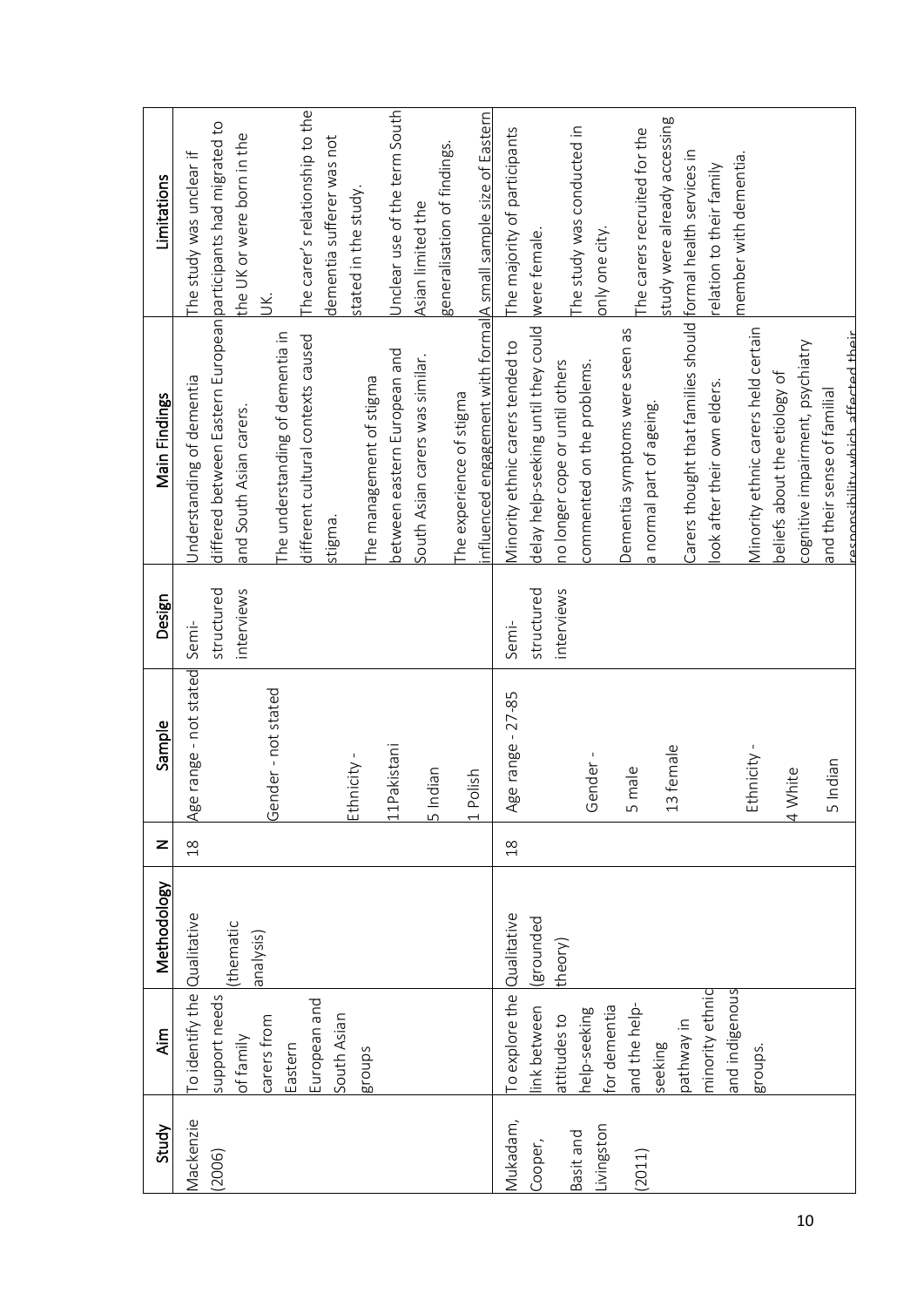| Study | Aim | Methodology | N | Sample | Design | Main Findings | Limitations |
|---|---|---|---|---|---|---|---|
| Mackenzie (2006) | To identify the support needs of family carers from Eastern European and South Asian groups | Qualitative (thematic analysis) | 18 | Age range - not stated<br><br>Gender - not stated<br><br>Ethnicity -<br>11Pakistani<br>5 Indian<br>1 Polish | Semi-structured interviews | Understanding of dementia differed between Eastern European and South Asian carers.<br><br>The understanding of dementia in different cultural contexts caused stigma.<br><br>The management of stigma between eastern European and South Asian carers was similar.<br><br>The experience of stigma influenced engagement with formal | The study was unclear if participants had migrated to the UK or were born in the UK.<br><br>The carer's relationship to the dementia sufferer was not stated in the study.<br><br>Unclear use of the term South Asian limited the generalisation of findings.<br><br>A small sample size of Eastern |
| Mukadam, Cooper, Basit and Livingston (2011) | To explore the link between attitudes to help-seeking for dementia and the help-seeking pathway in minority ethnic and indigenous groups. | Qualitative (grounded theory) | 18 | Age range - 27-85<br><br>Gender -<br>5 male<br>13 female<br><br>Ethnicity -<br>4 White<br>5 Indian | Semi-structured interviews | Minority ethnic carers tended to delay help-seeking until they could no longer cope or until others commented on the problems.<br><br>Dementia symptoms were seen as a normal part of ageing.<br><br>Carers thought that families should look after their own elders.<br><br>Minority ethnic carers held certain beliefs about the etiology of cognitive impairment, psychiatry and their sense of familial responsibility which affected their | The majority of participants were female.<br><br>The study was conducted in only one city.<br><br>The carers recruited for the study were already accessing formal health services in relation to their family member with dementia. |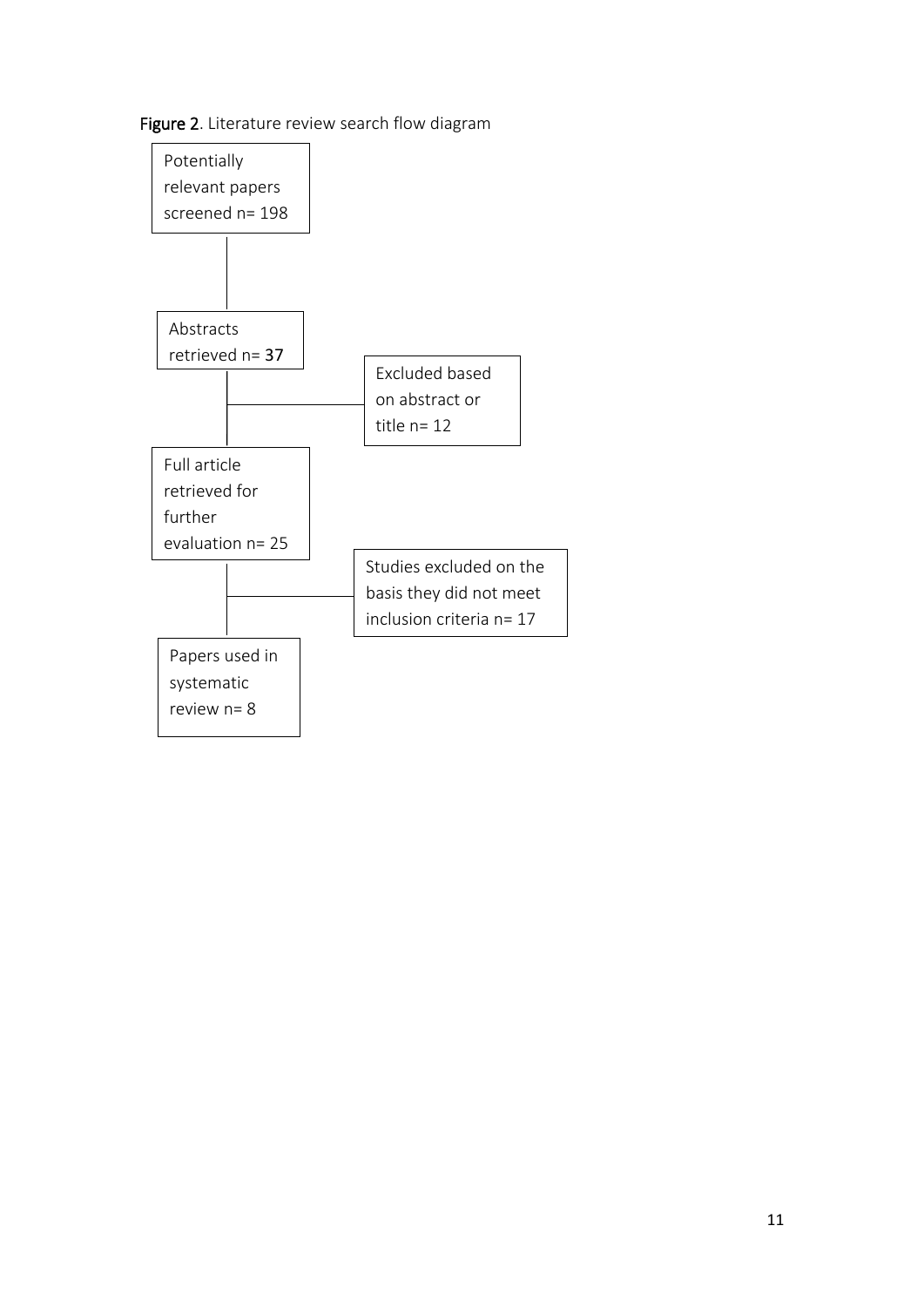**Figure 2**. Literature review search flow diagram

Potentially relevant papers screened n= 198

Abstracts retrieved n= **37**

Excluded based on abstract or title n= 12

Full article retrieved for further evaluation n= 25

Studies excluded on the basis they did not meet inclusion criteria n= 17

Papers used in systematic review n= 8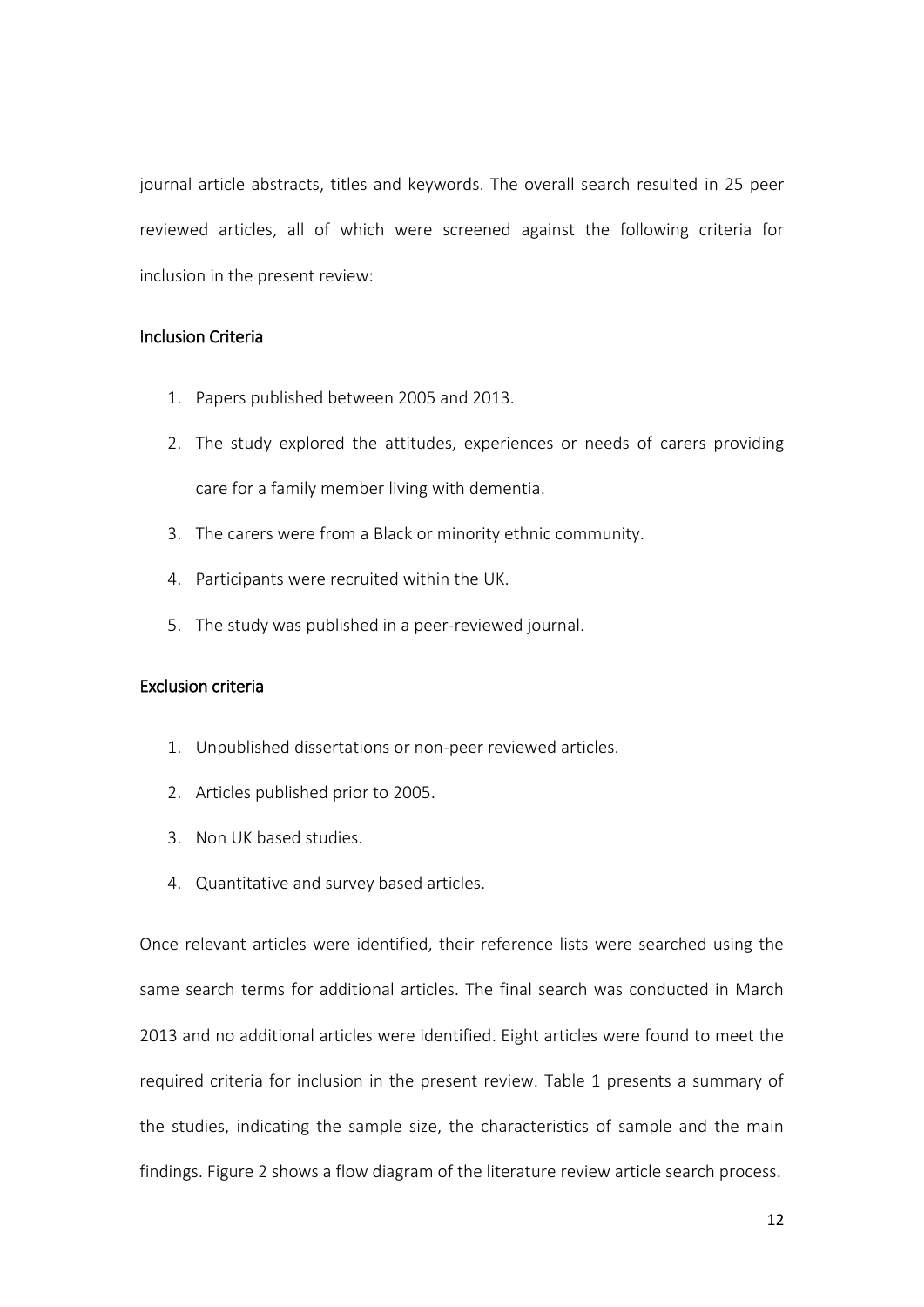journal article abstracts, titles and keywords. The overall search resulted in 25 peer reviewed articles, all of which were screened against the following criteria for inclusion in the present review:

### Inclusion Criteria

1. Papers published between 2005 and 2013.
2. The study explored the attitudes, experiences or needs of carers providing care for a family member living with dementia.
3. The carers were from a Black or minority ethnic community.
4. Participants were recruited within the UK.
5. The study was published in a peer-reviewed journal.

### Exclusion criteria

1. Unpublished dissertations or non-peer reviewed articles.
2. Articles published prior to 2005.
3. Non UK based studies.
4. Quantitative and survey based articles.

Once relevant articles were identified, their reference lists were searched using the same search terms for additional articles. The final search was conducted in March 2013 and no additional articles were identified. Eight articles were found to meet the required criteria for inclusion in the present review. Table 1 presents a summary of the studies, indicating the sample size, the characteristics of sample and the main findings. Figure 2 shows a flow diagram of the literature review article search process.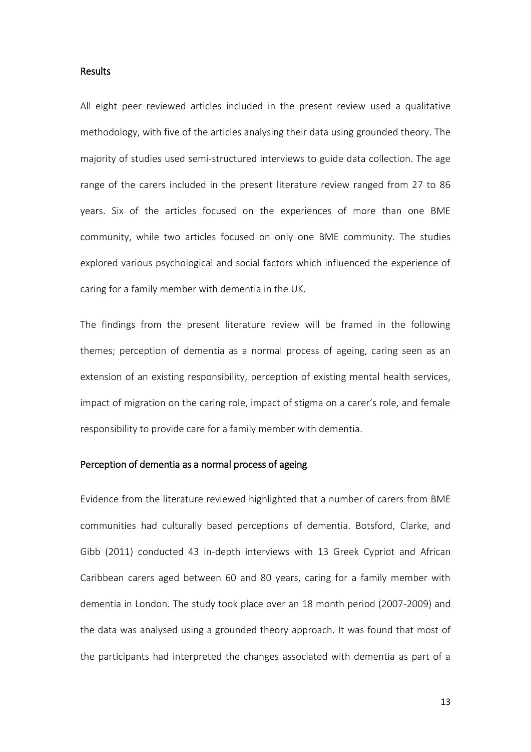## Results

All eight peer reviewed articles included in the present review used a qualitative methodology, with five of the articles analysing their data using grounded theory. The majority of studies used semi-structured interviews to guide data collection. The age range of the carers included in the present literature review ranged from 27 to 86 years. Six of the articles focused on the experiences of more than one BME community, while two articles focused on only one BME community. The studies explored various psychological and social factors which influenced the experience of caring for a family member with dementia in the UK.

The findings from the present literature review will be framed in the following themes; perception of dementia as a normal process of ageing, caring seen as an extension of an existing responsibility, perception of existing mental health services, impact of migration on the caring role, impact of stigma on a carer's role, and female responsibility to provide care for a family member with dementia.

### Perception of dementia as a normal process of ageing

Evidence from the literature reviewed highlighted that a number of carers from BME communities had culturally based perceptions of dementia. Botsford, Clarke, and Gibb (2011) conducted 43 in-depth interviews with 13 Greek Cypriot and African Caribbean carers aged between 60 and 80 years, caring for a family member with dementia in London. The study took place over an 18 month period (2007-2009) and the data was analysed using a grounded theory approach. It was found that most of the participants had interpreted the changes associated with dementia as part of a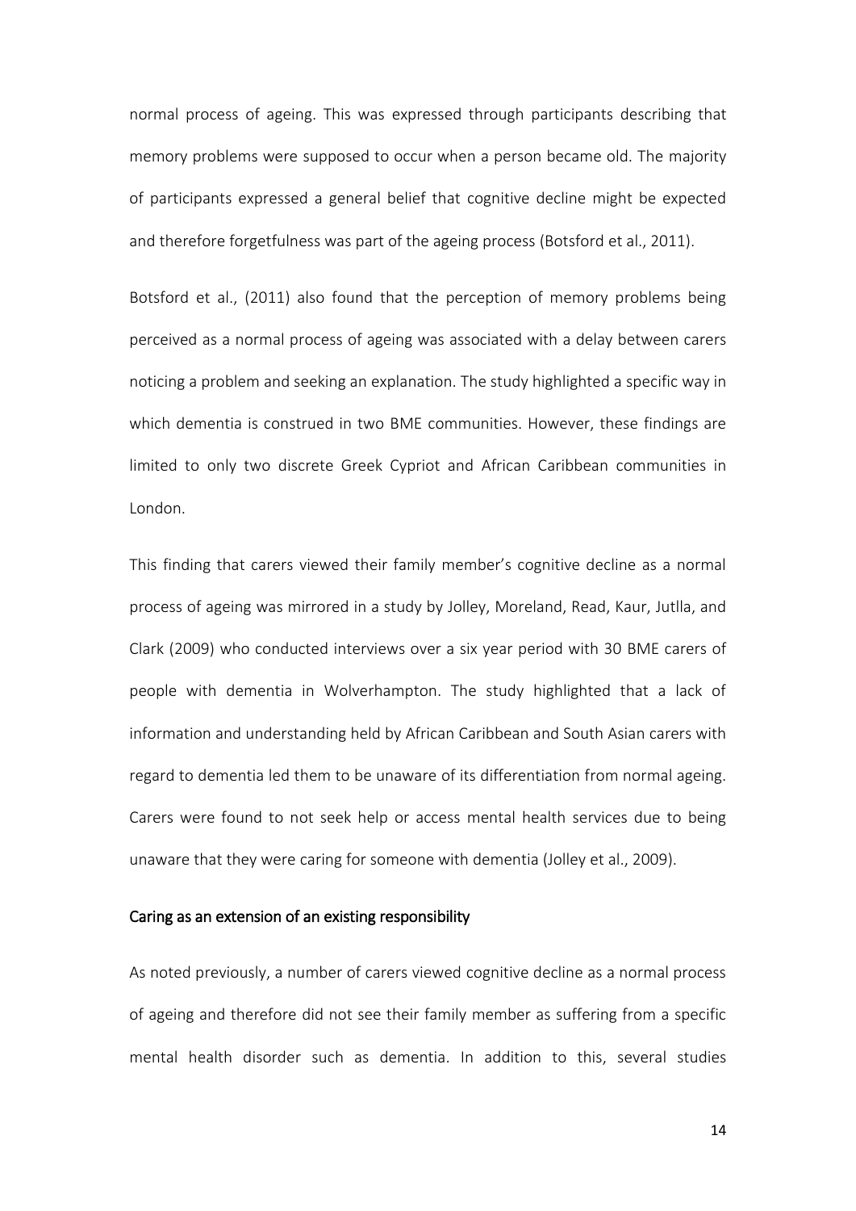normal process of ageing. This was expressed through participants describing that memory problems were supposed to occur when a person became old. The majority of participants expressed a general belief that cognitive decline might be expected and therefore forgetfulness was part of the ageing process (Botsford et al., 2011).

Botsford et al., (2011) also found that the perception of memory problems being perceived as a normal process of ageing was associated with a delay between carers noticing a problem and seeking an explanation. The study highlighted a specific way in which dementia is construed in two BME communities. However, these findings are limited to only two discrete Greek Cypriot and African Caribbean communities in London.

This finding that carers viewed their family member's cognitive decline as a normal process of ageing was mirrored in a study by Jolley, Moreland, Read, Kaur, Jutlla, and Clark (2009) who conducted interviews over a six year period with 30 BME carers of people with dementia in Wolverhampton. The study highlighted that a lack of information and understanding held by African Caribbean and South Asian carers with regard to dementia led them to be unaware of its differentiation from normal ageing. Carers were found to not seek help or access mental health services due to being unaware that they were caring for someone with dementia (Jolley et al., 2009).

### Caring as an extension of an existing responsibility

As noted previously, a number of carers viewed cognitive decline as a normal process of ageing and therefore did not see their family member as suffering from a specific mental health disorder such as dementia. In addition to this, several studies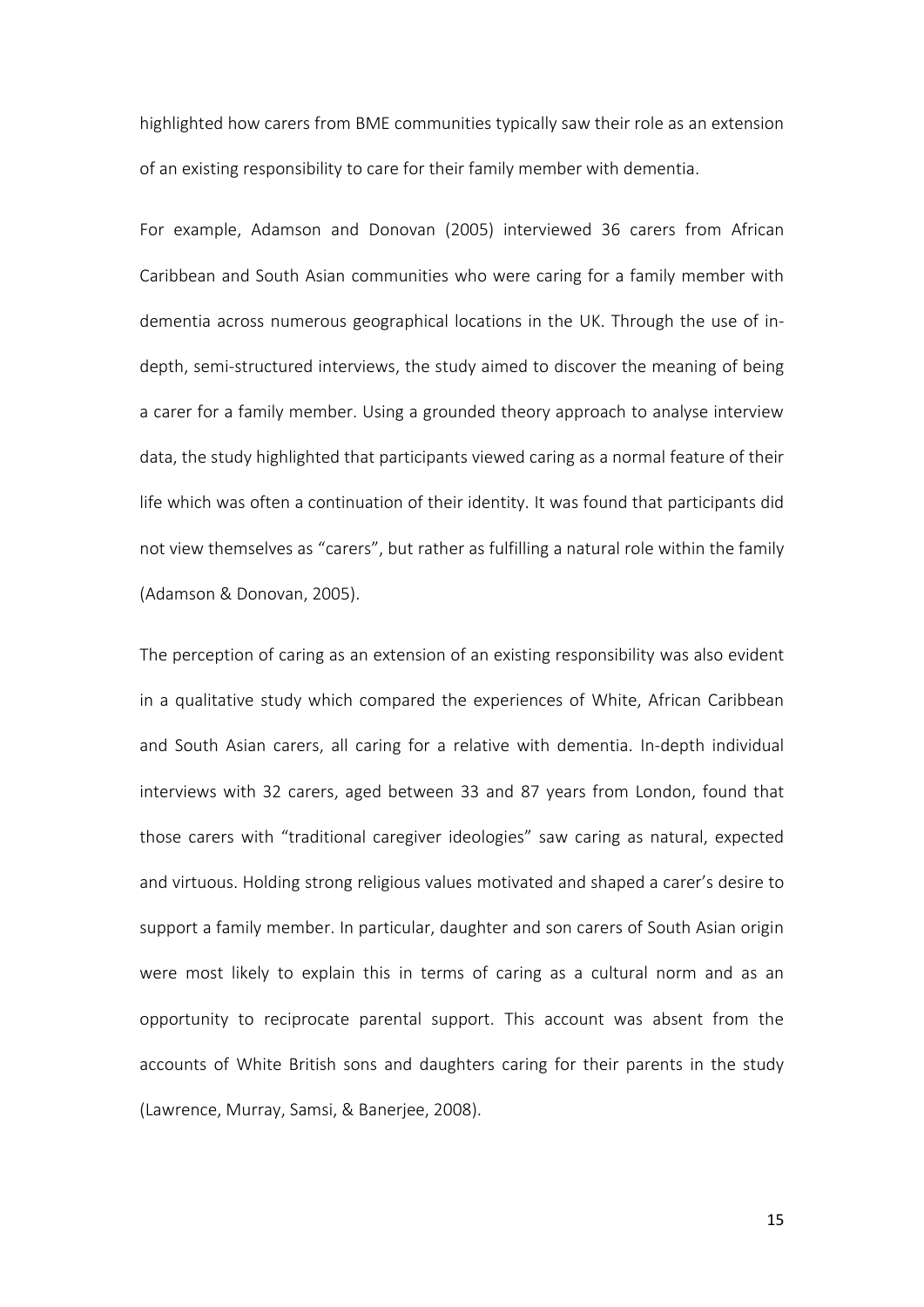highlighted how carers from BME communities typically saw their role as an extension of an existing responsibility to care for their family member with dementia.

For example, Adamson and Donovan (2005) interviewed 36 carers from African Caribbean and South Asian communities who were caring for a family member with dementia across numerous geographical locations in the UK. Through the use of in-depth, semi-structured interviews, the study aimed to discover the meaning of being a carer for a family member. Using a grounded theory approach to analyse interview data, the study highlighted that participants viewed caring as a normal feature of their life which was often a continuation of their identity. It was found that participants did not view themselves as "carers", but rather as fulfilling a natural role within the family (Adamson & Donovan, 2005).

The perception of caring as an extension of an existing responsibility was also evident in a qualitative study which compared the experiences of White, African Caribbean and South Asian carers, all caring for a relative with dementia. In-depth individual interviews with 32 carers, aged between 33 and 87 years from London, found that those carers with "traditional caregiver ideologies" saw caring as natural, expected and virtuous. Holding strong religious values motivated and shaped a carer's desire to support a family member. In particular, daughter and son carers of South Asian origin were most likely to explain this in terms of caring as a cultural norm and as an opportunity to reciprocate parental support. This account was absent from the accounts of White British sons and daughters caring for their parents in the study (Lawrence, Murray, Samsi, & Banerjee, 2008).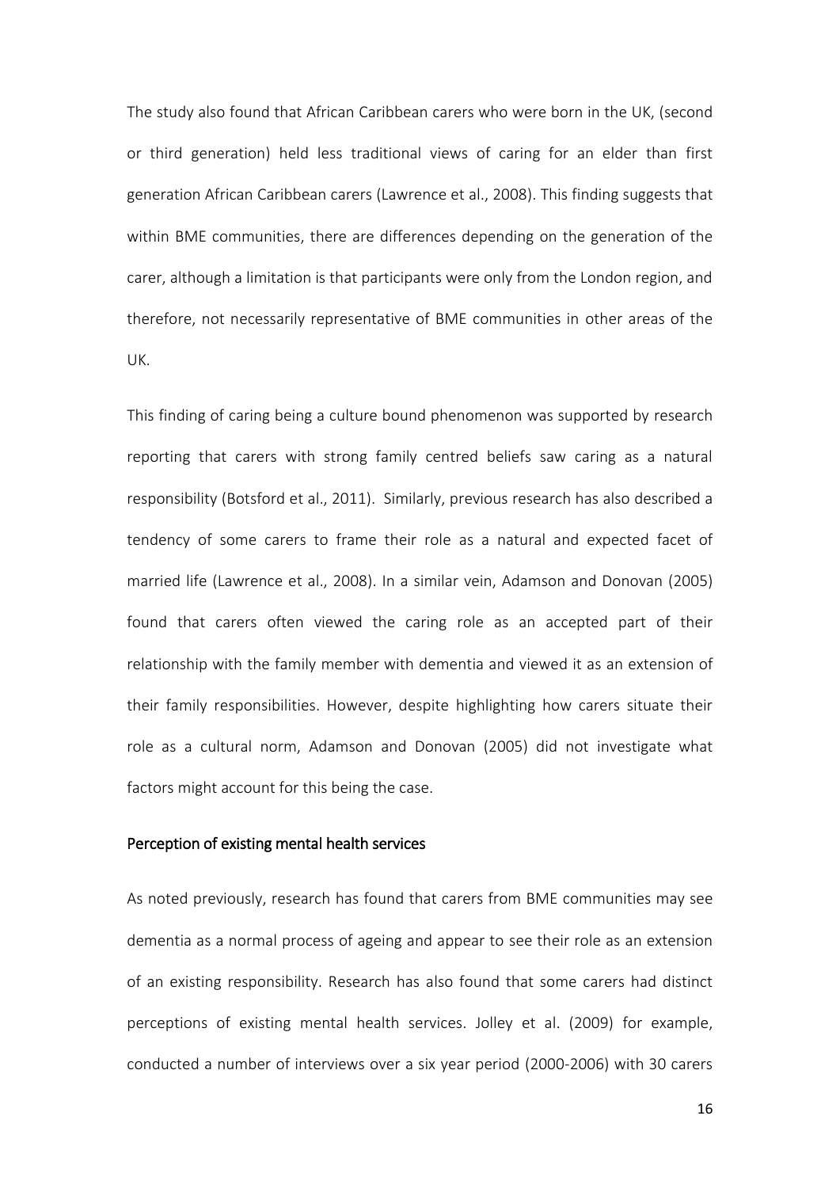The study also found that African Caribbean carers who were born in the UK, (second or third generation) held less traditional views of caring for an elder than first generation African Caribbean carers (Lawrence et al., 2008). This finding suggests that within BME communities, there are differences depending on the generation of the carer, although a limitation is that participants were only from the London region, and therefore, not necessarily representative of BME communities in other areas of the UK.

This finding of caring being a culture bound phenomenon was supported by research reporting that carers with strong family centred beliefs saw caring as a natural responsibility (Botsford et al., 2011). Similarly, previous research has also described a tendency of some carers to frame their role as a natural and expected facet of married life (Lawrence et al., 2008). In a similar vein, Adamson and Donovan (2005) found that carers often viewed the caring role as an accepted part of their relationship with the family member with dementia and viewed it as an extension of their family responsibilities. However, despite highlighting how carers situate their role as a cultural norm, Adamson and Donovan (2005) did not investigate what factors might account for this being the case.

### Perception of existing mental health services

As noted previously, research has found that carers from BME communities may see dementia as a normal process of ageing and appear to see their role as an extension of an existing responsibility. Research has also found that some carers had distinct perceptions of existing mental health services. Jolley et al. (2009) for example, conducted a number of interviews over a six year period (2000-2006) with 30 carers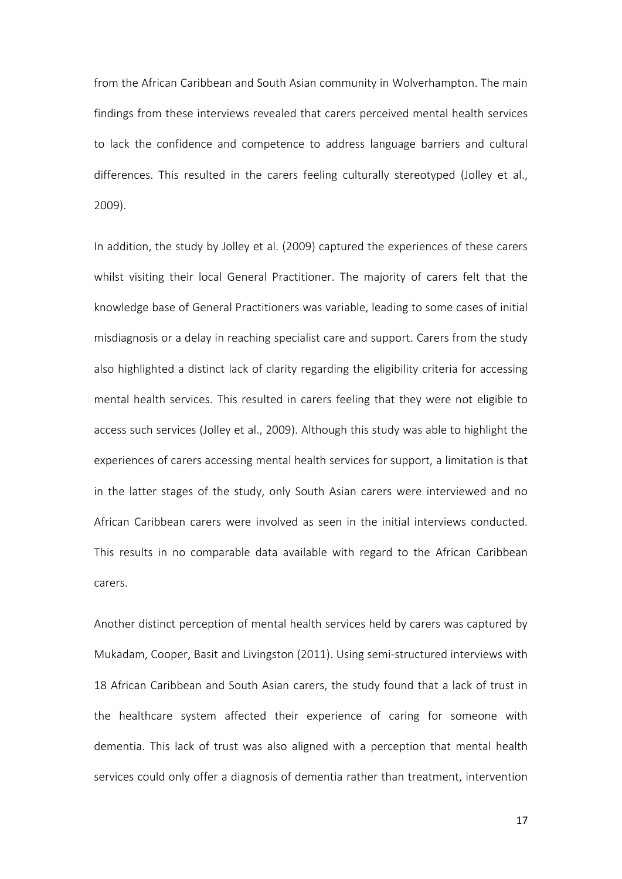from the African Caribbean and South Asian community in Wolverhampton. The main findings from these interviews revealed that carers perceived mental health services to lack the confidence and competence to address language barriers and cultural differences. This resulted in the carers feeling culturally stereotyped (Jolley et al., 2009).

In addition, the study by Jolley et al. (2009) captured the experiences of these carers whilst visiting their local General Practitioner. The majority of carers felt that the knowledge base of General Practitioners was variable, leading to some cases of initial misdiagnosis or a delay in reaching specialist care and support. Carers from the study also highlighted a distinct lack of clarity regarding the eligibility criteria for accessing mental health services. This resulted in carers feeling that they were not eligible to access such services (Jolley et al., 2009). Although this study was able to highlight the experiences of carers accessing mental health services for support, a limitation is that in the latter stages of the study, only South Asian carers were interviewed and no African Caribbean carers were involved as seen in the initial interviews conducted. This results in no comparable data available with regard to the African Caribbean carers.

Another distinct perception of mental health services held by carers was captured by Mukadam, Cooper, Basit and Livingston (2011). Using semi-structured interviews with 18 African Caribbean and South Asian carers, the study found that a lack of trust in the healthcare system affected their experience of caring for someone with dementia. This lack of trust was also aligned with a perception that mental health services could only offer a diagnosis of dementia rather than treatment, intervention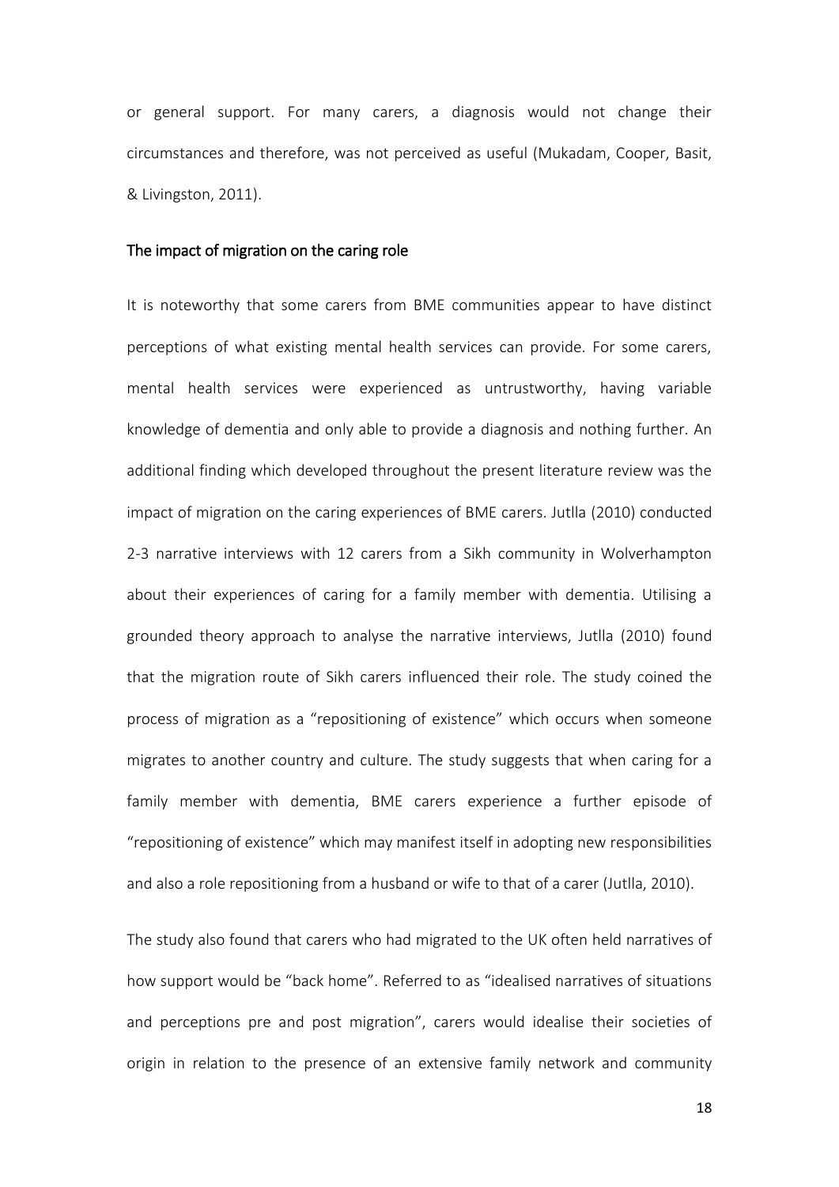or general support. For many carers, a diagnosis would not change their circumstances and therefore, was not perceived as useful (Mukadam, Cooper, Basit, & Livingston, 2011).

## The impact of migration on the caring role

It is noteworthy that some carers from BME communities appear to have distinct perceptions of what existing mental health services can provide. For some carers, mental health services were experienced as untrustworthy, having variable knowledge of dementia and only able to provide a diagnosis and nothing further. An additional finding which developed throughout the present literature review was the impact of migration on the caring experiences of BME carers. Jutlla (2010) conducted 2-3 narrative interviews with 12 carers from a Sikh community in Wolverhampton about their experiences of caring for a family member with dementia. Utilising a grounded theory approach to analyse the narrative interviews, Jutlla (2010) found that the migration route of Sikh carers influenced their role. The study coined the process of migration as a "repositioning of existence" which occurs when someone migrates to another country and culture. The study suggests that when caring for a family member with dementia, BME carers experience a further episode of "repositioning of existence" which may manifest itself in adopting new responsibilities and also a role repositioning from a husband or wife to that of a carer (Jutlla, 2010).

The study also found that carers who had migrated to the UK often held narratives of how support would be "back home". Referred to as "idealised narratives of situations and perceptions pre and post migration", carers would idealise their societies of origin in relation to the presence of an extensive family network and community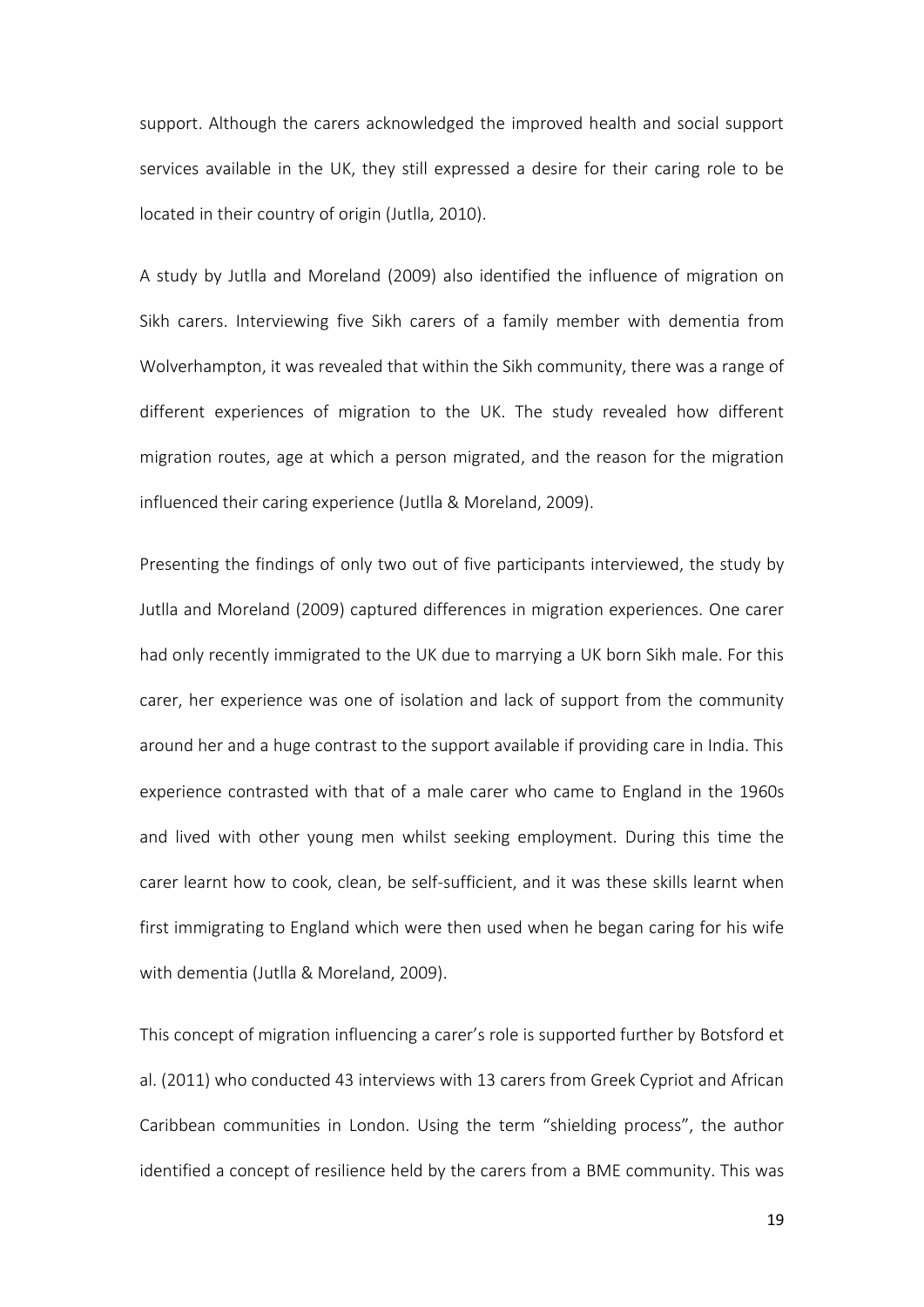support. Although the carers acknowledged the improved health and social support services available in the UK, they still expressed a desire for their caring role to be located in their country of origin (Jutlla, 2010).

A study by Jutlla and Moreland (2009) also identified the influence of migration on Sikh carers. Interviewing five Sikh carers of a family member with dementia from Wolverhampton, it was revealed that within the Sikh community, there was a range of different experiences of migration to the UK. The study revealed how different migration routes, age at which a person migrated, and the reason for the migration influenced their caring experience (Jutlla & Moreland, 2009).

Presenting the findings of only two out of five participants interviewed, the study by Jutlla and Moreland (2009) captured differences in migration experiences. One carer had only recently immigrated to the UK due to marrying a UK born Sikh male. For this carer, her experience was one of isolation and lack of support from the community around her and a huge contrast to the support available if providing care in India. This experience contrasted with that of a male carer who came to England in the 1960s and lived with other young men whilst seeking employment. During this time the carer learnt how to cook, clean, be self-sufficient, and it was these skills learnt when first immigrating to England which were then used when he began caring for his wife with dementia (Jutlla & Moreland, 2009).

This concept of migration influencing a carer's role is supported further by Botsford et al. (2011) who conducted 43 interviews with 13 carers from Greek Cypriot and African Caribbean communities in London. Using the term "shielding process", the author identified a concept of resilience held by the carers from a BME community. This was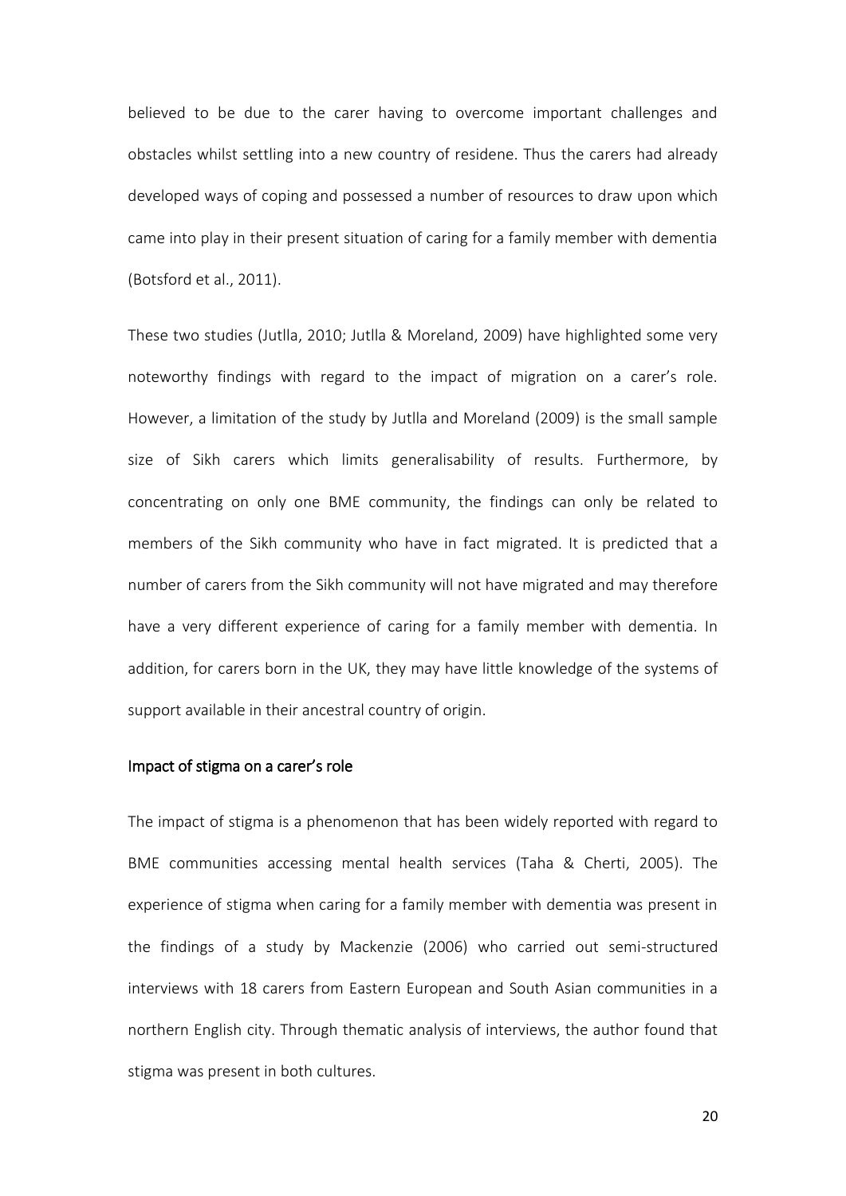believed to be due to the carer having to overcome important challenges and obstacles whilst settling into a new country of residene. Thus the carers had already developed ways of coping and possessed a number of resources to draw upon which came into play in their present situation of caring for a family member with dementia (Botsford et al., 2011).

These two studies (Jutlla, 2010; Jutlla & Moreland, 2009) have highlighted some very noteworthy findings with regard to the impact of migration on a carer's role. However, a limitation of the study by Jutlla and Moreland (2009) is the small sample size of Sikh carers which limits generalisability of results. Furthermore, by concentrating on only one BME community, the findings can only be related to members of the Sikh community who have in fact migrated. It is predicted that a number of carers from the Sikh community will not have migrated and may therefore have a very different experience of caring for a family member with dementia. In addition, for carers born in the UK, they may have little knowledge of the systems of support available in their ancestral country of origin.

### Impact of stigma on a carer's role

The impact of stigma is a phenomenon that has been widely reported with regard to BME communities accessing mental health services (Taha & Cherti, 2005). The experience of stigma when caring for a family member with dementia was present in the findings of a study by Mackenzie (2006) who carried out semi-structured interviews with 18 carers from Eastern European and South Asian communities in a northern English city. Through thematic analysis of interviews, the author found that stigma was present in both cultures.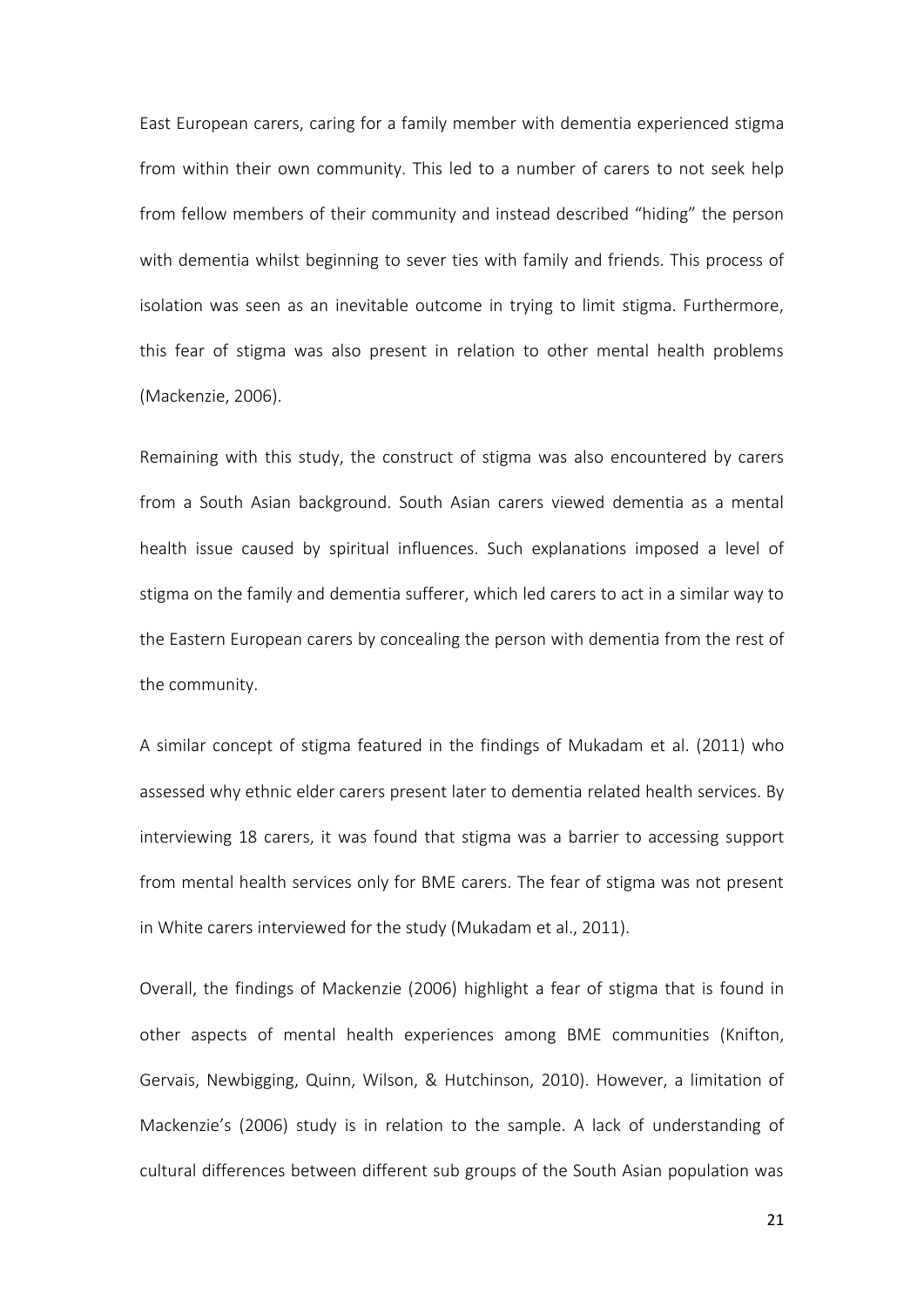East European carers, caring for a family member with dementia experienced stigma from within their own community. This led to a number of carers to not seek help from fellow members of their community and instead described "hiding" the person with dementia whilst beginning to sever ties with family and friends. This process of isolation was seen as an inevitable outcome in trying to limit stigma. Furthermore, this fear of stigma was also present in relation to other mental health problems (Mackenzie, 2006).

Remaining with this study, the construct of stigma was also encountered by carers from a South Asian background. South Asian carers viewed dementia as a mental health issue caused by spiritual influences. Such explanations imposed a level of stigma on the family and dementia sufferer, which led carers to act in a similar way to the Eastern European carers by concealing the person with dementia from the rest of the community.

A similar concept of stigma featured in the findings of Mukadam et al. (2011) who assessed why ethnic elder carers present later to dementia related health services. By interviewing 18 carers, it was found that stigma was a barrier to accessing support from mental health services only for BME carers. The fear of stigma was not present in White carers interviewed for the study (Mukadam et al., 2011).

Overall, the findings of Mackenzie (2006) highlight a fear of stigma that is found in other aspects of mental health experiences among BME communities (Knifton, Gervais, Newbigging, Quinn, Wilson, & Hutchinson, 2010). However, a limitation of Mackenzie's (2006) study is in relation to the sample. A lack of understanding of cultural differences between different sub groups of the South Asian population was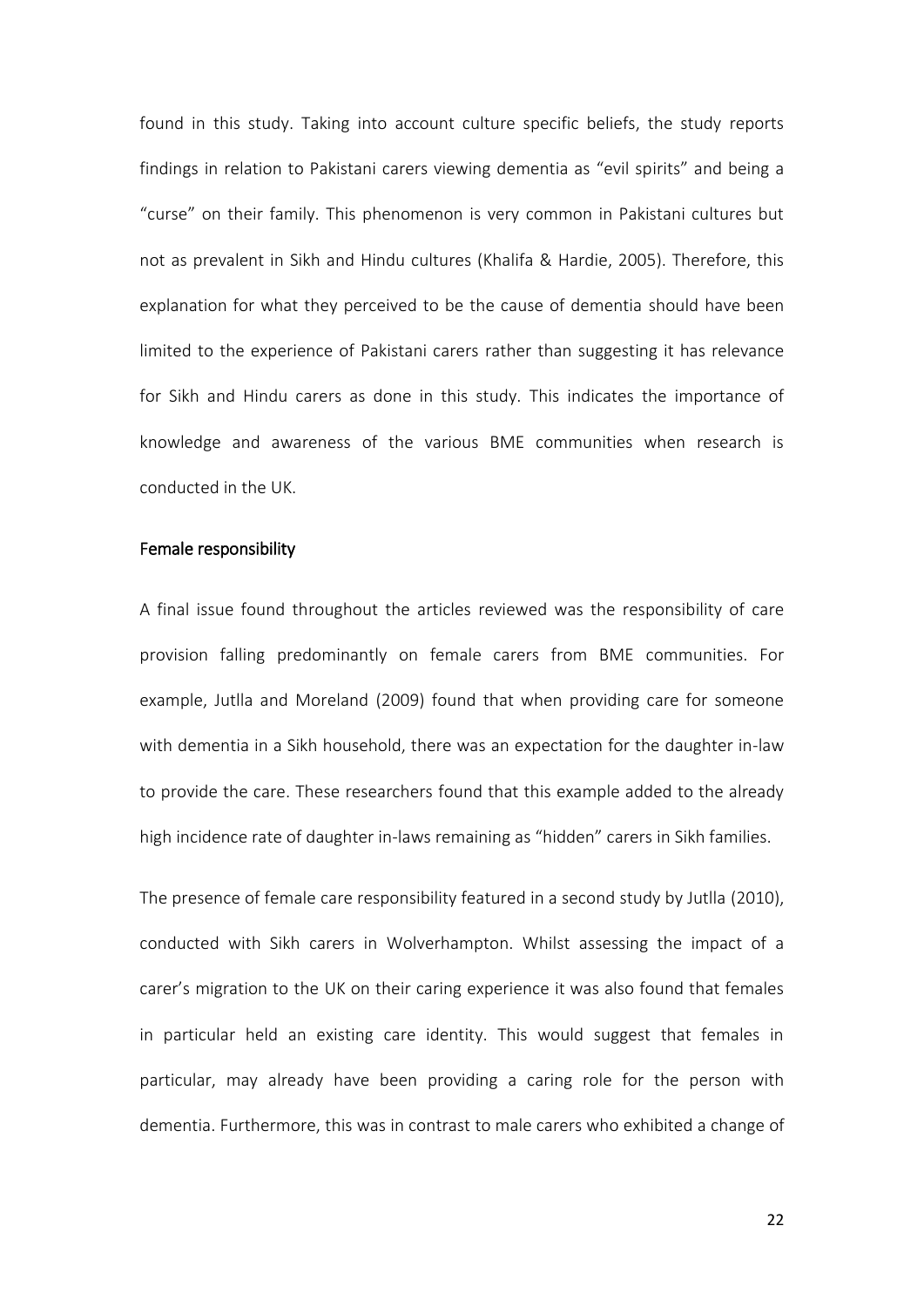found in this study. Taking into account culture specific beliefs, the study reports findings in relation to Pakistani carers viewing dementia as "evil spirits" and being a "curse" on their family. This phenomenon is very common in Pakistani cultures but not as prevalent in Sikh and Hindu cultures (Khalifa & Hardie, 2005). Therefore, this explanation for what they perceived to be the cause of dementia should have been limited to the experience of Pakistani carers rather than suggesting it has relevance for Sikh and Hindu carers as done in this study. This indicates the importance of knowledge and awareness of the various BME communities when research is conducted in the UK.

## Female responsibility

A final issue found throughout the articles reviewed was the responsibility of care provision falling predominantly on female carers from BME communities. For example, Jutlla and Moreland (2009) found that when providing care for someone with dementia in a Sikh household, there was an expectation for the daughter in-law to provide the care. These researchers found that this example added to the already high incidence rate of daughter in-laws remaining as "hidden" carers in Sikh families.

The presence of female care responsibility featured in a second study by Jutlla (2010), conducted with Sikh carers in Wolverhampton. Whilst assessing the impact of a carer's migration to the UK on their caring experience it was also found that females in particular held an existing care identity. This would suggest that females in particular, may already have been providing a caring role for the person with dementia. Furthermore, this was in contrast to male carers who exhibited a change of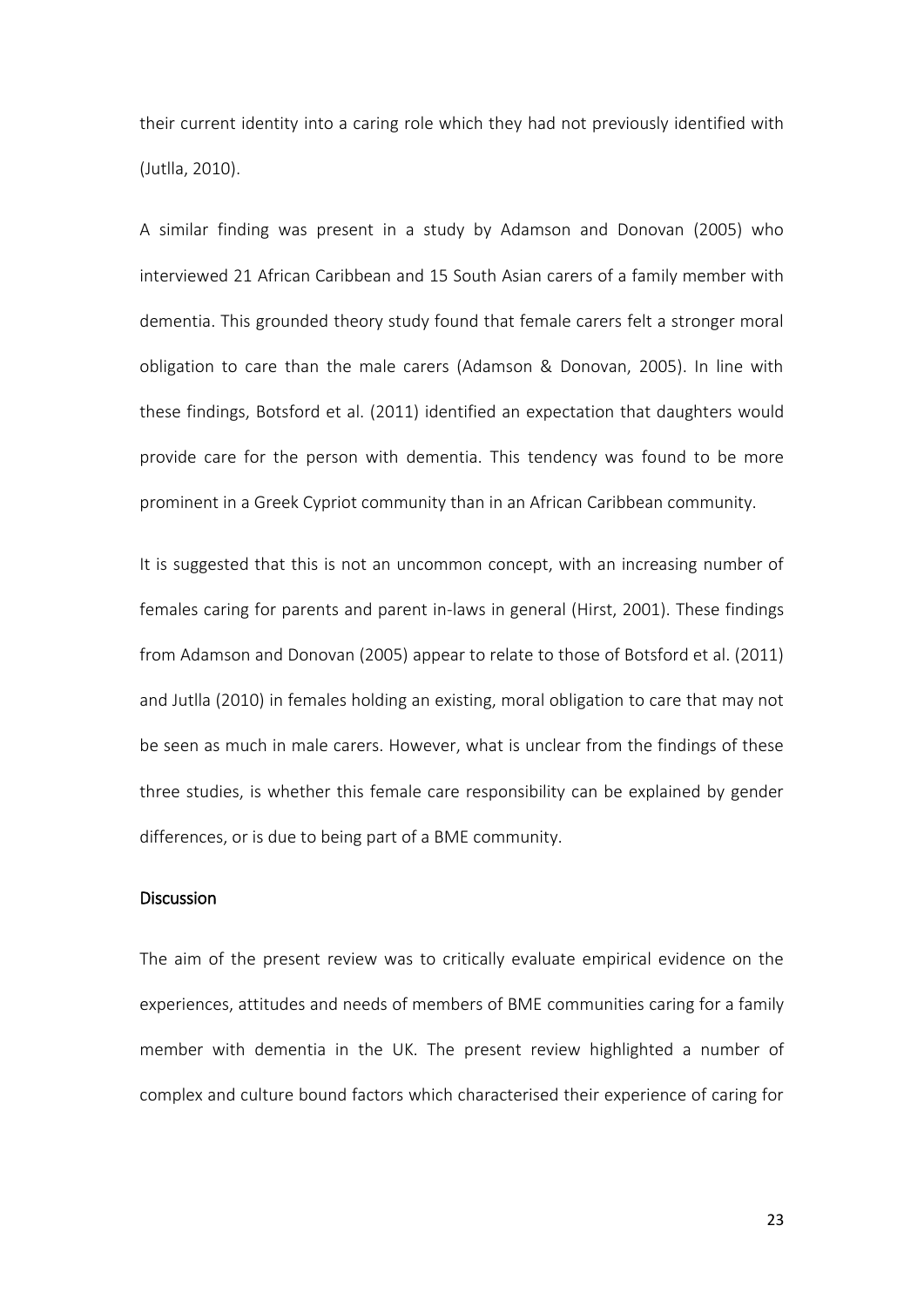their current identity into a caring role which they had not previously identified with (Jutlla, 2010).

A similar finding was present in a study by Adamson and Donovan (2005) who interviewed 21 African Caribbean and 15 South Asian carers of a family member with dementia. This grounded theory study found that female carers felt a stronger moral obligation to care than the male carers (Adamson & Donovan, 2005). In line with these findings, Botsford et al. (2011) identified an expectation that daughters would provide care for the person with dementia. This tendency was found to be more prominent in a Greek Cypriot community than in an African Caribbean community.

It is suggested that this is not an uncommon concept, with an increasing number of females caring for parents and parent in-laws in general (Hirst, 2001). These findings from Adamson and Donovan (2005) appear to relate to those of Botsford et al. (2011) and Jutlla (2010) in females holding an existing, moral obligation to care that may not be seen as much in male carers. However, what is unclear from the findings of these three studies, is whether this female care responsibility can be explained by gender differences, or is due to being part of a BME community.

## Discussion

The aim of the present review was to critically evaluate empirical evidence on the experiences, attitudes and needs of members of BME communities caring for a family member with dementia in the UK. The present review highlighted a number of complex and culture bound factors which characterised their experience of caring for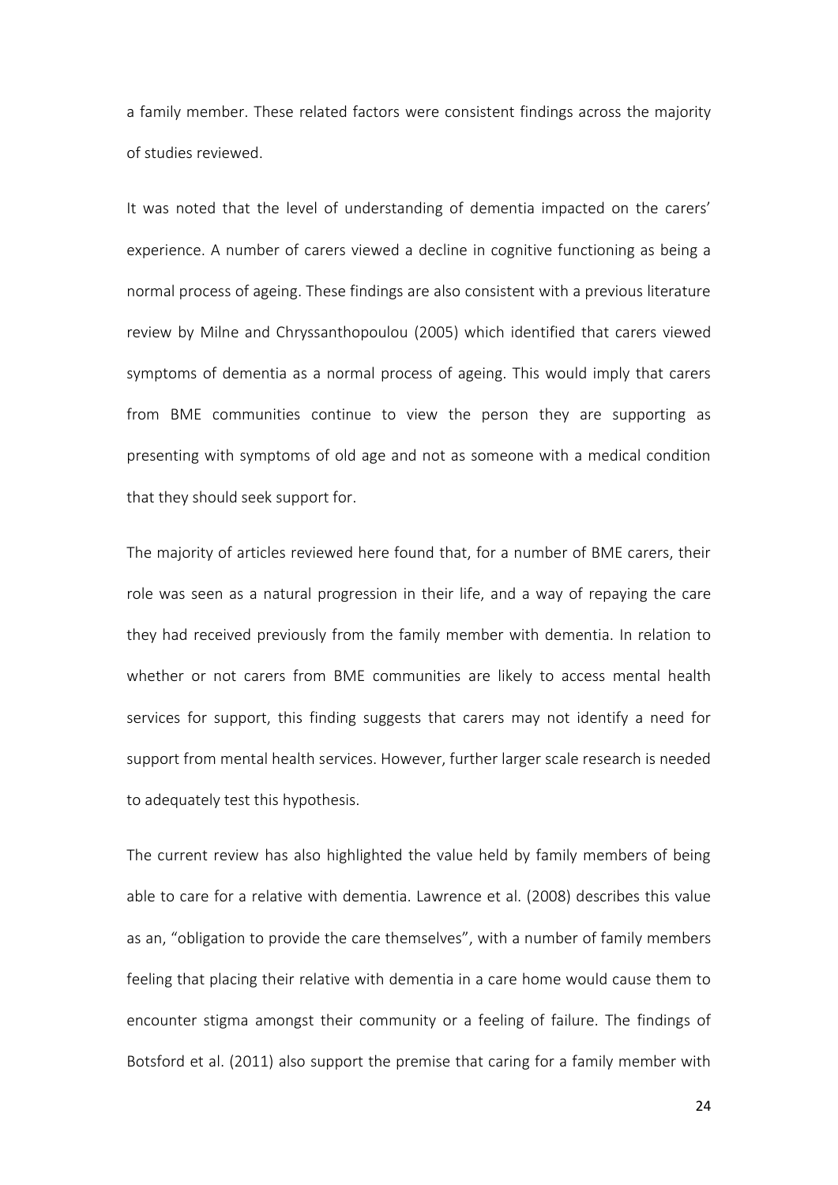a family member. These related factors were consistent findings across the majority of studies reviewed.

It was noted that the level of understanding of dementia impacted on the carers' experience. A number of carers viewed a decline in cognitive functioning as being a normal process of ageing. These findings are also consistent with a previous literature review by Milne and Chryssanthopoulou (2005) which identified that carers viewed symptoms of dementia as a normal process of ageing. This would imply that carers from BME communities continue to view the person they are supporting as presenting with symptoms of old age and not as someone with a medical condition that they should seek support for.

The majority of articles reviewed here found that, for a number of BME carers, their role was seen as a natural progression in their life, and a way of repaying the care they had received previously from the family member with dementia. In relation to whether or not carers from BME communities are likely to access mental health services for support, this finding suggests that carers may not identify a need for support from mental health services. However, further larger scale research is needed to adequately test this hypothesis.

The current review has also highlighted the value held by family members of being able to care for a relative with dementia. Lawrence et al. (2008) describes this value as an, "obligation to provide the care themselves", with a number of family members feeling that placing their relative with dementia in a care home would cause them to encounter stigma amongst their community or a feeling of failure. The findings of Botsford et al. (2011) also support the premise that caring for a family member with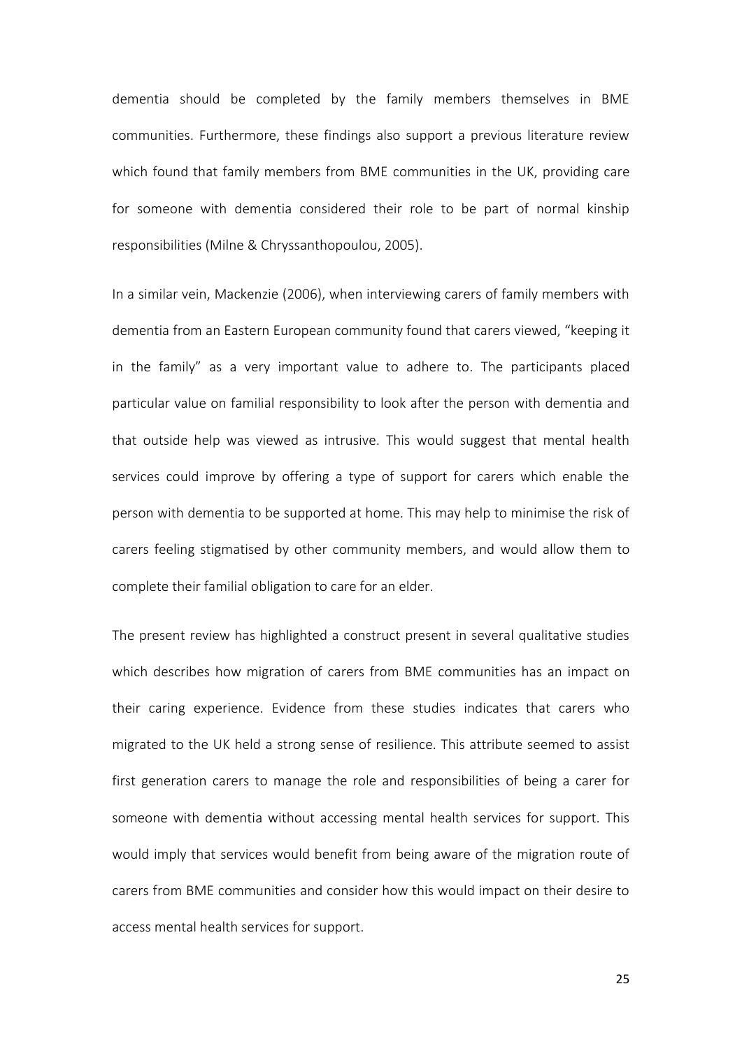dementia should be completed by the family members themselves in BME communities. Furthermore, these findings also support a previous literature review which found that family members from BME communities in the UK, providing care for someone with dementia considered their role to be part of normal kinship responsibilities (Milne & Chryssanthopoulou, 2005).

In a similar vein, Mackenzie (2006), when interviewing carers of family members with dementia from an Eastern European community found that carers viewed, "keeping it in the family" as a very important value to adhere to. The participants placed particular value on familial responsibility to look after the person with dementia and that outside help was viewed as intrusive. This would suggest that mental health services could improve by offering a type of support for carers which enable the person with dementia to be supported at home. This may help to minimise the risk of carers feeling stigmatised by other community members, and would allow them to complete their familial obligation to care for an elder.

The present review has highlighted a construct present in several qualitative studies which describes how migration of carers from BME communities has an impact on their caring experience. Evidence from these studies indicates that carers who migrated to the UK held a strong sense of resilience. This attribute seemed to assist first generation carers to manage the role and responsibilities of being a carer for someone with dementia without accessing mental health services for support. This would imply that services would benefit from being aware of the migration route of carers from BME communities and consider how this would impact on their desire to access mental health services for support.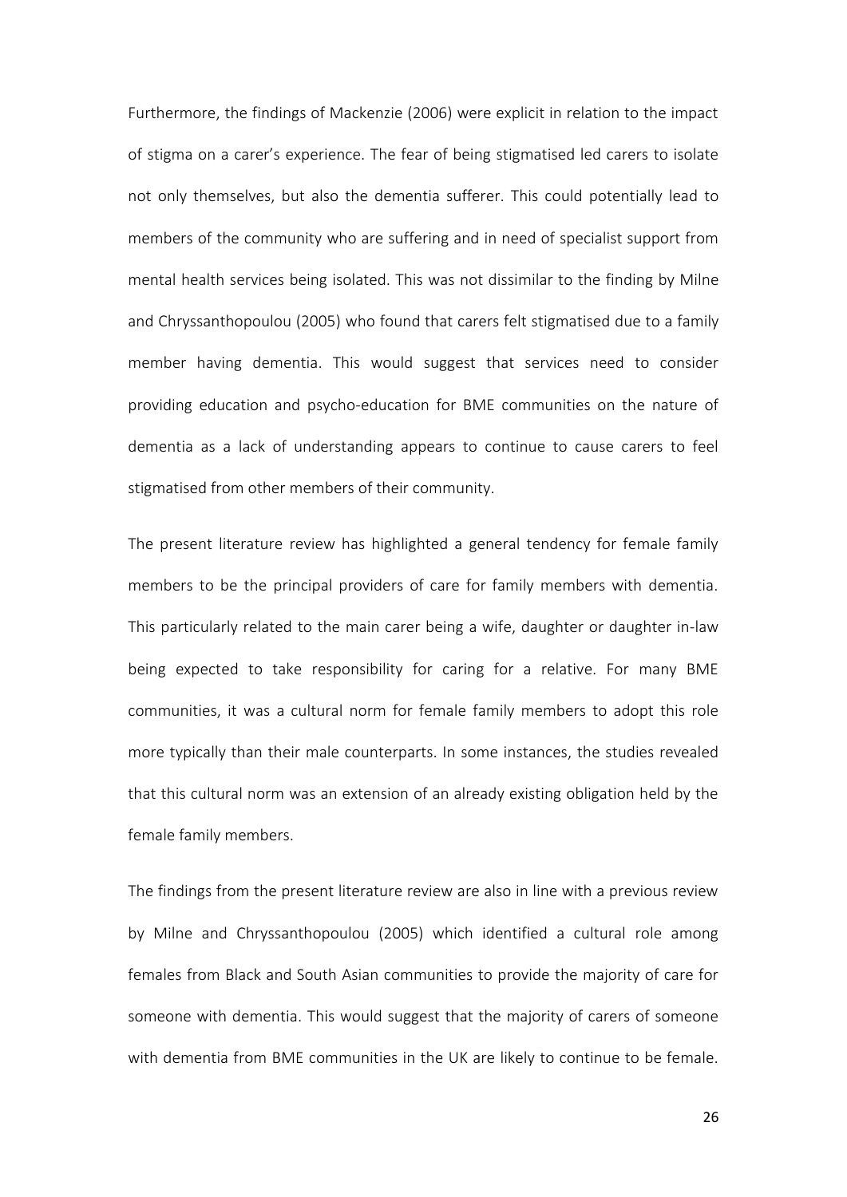Furthermore, the findings of Mackenzie (2006) were explicit in relation to the impact of stigma on a carer's experience. The fear of being stigmatised led carers to isolate not only themselves, but also the dementia sufferer. This could potentially lead to members of the community who are suffering and in need of specialist support from mental health services being isolated. This was not dissimilar to the finding by Milne and Chryssanthopoulou (2005) who found that carers felt stigmatised due to a family member having dementia. This would suggest that services need to consider providing education and psycho-education for BME communities on the nature of dementia as a lack of understanding appears to continue to cause carers to feel stigmatised from other members of their community.

The present literature review has highlighted a general tendency for female family members to be the principal providers of care for family members with dementia. This particularly related to the main carer being a wife, daughter or daughter in-law being expected to take responsibility for caring for a relative. For many BME communities, it was a cultural norm for female family members to adopt this role more typically than their male counterparts. In some instances, the studies revealed that this cultural norm was an extension of an already existing obligation held by the female family members.

The findings from the present literature review are also in line with a previous review by Milne and Chryssanthopoulou (2005) which identified a cultural role among females from Black and South Asian communities to provide the majority of care for someone with dementia. This would suggest that the majority of carers of someone with dementia from BME communities in the UK are likely to continue to be female.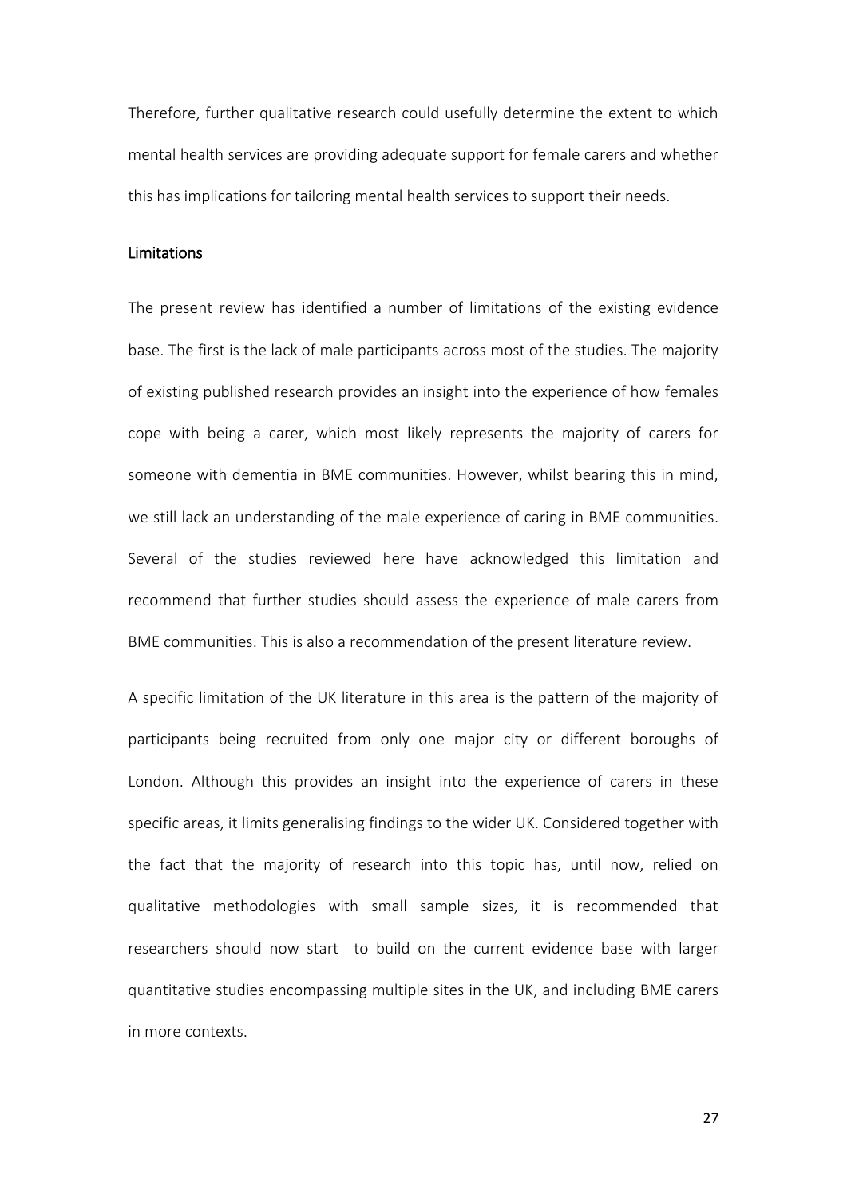Therefore, further qualitative research could usefully determine the extent to which mental health services are providing adequate support for female carers and whether this has implications for tailoring mental health services to support their needs.

## Limitations

The present review has identified a number of limitations of the existing evidence base. The first is the lack of male participants across most of the studies. The majority of existing published research provides an insight into the experience of how females cope with being a carer, which most likely represents the majority of carers for someone with dementia in BME communities. However, whilst bearing this in mind, we still lack an understanding of the male experience of caring in BME communities. Several of the studies reviewed here have acknowledged this limitation and recommend that further studies should assess the experience of male carers from BME communities. This is also a recommendation of the present literature review.

A specific limitation of the UK literature in this area is the pattern of the majority of participants being recruited from only one major city or different boroughs of London. Although this provides an insight into the experience of carers in these specific areas, it limits generalising findings to the wider UK. Considered together with the fact that the majority of research into this topic has, until now, relied on qualitative methodologies with small sample sizes, it is recommended that researchers should now start to build on the current evidence base with larger quantitative studies encompassing multiple sites in the UK, and including BME carers in more contexts.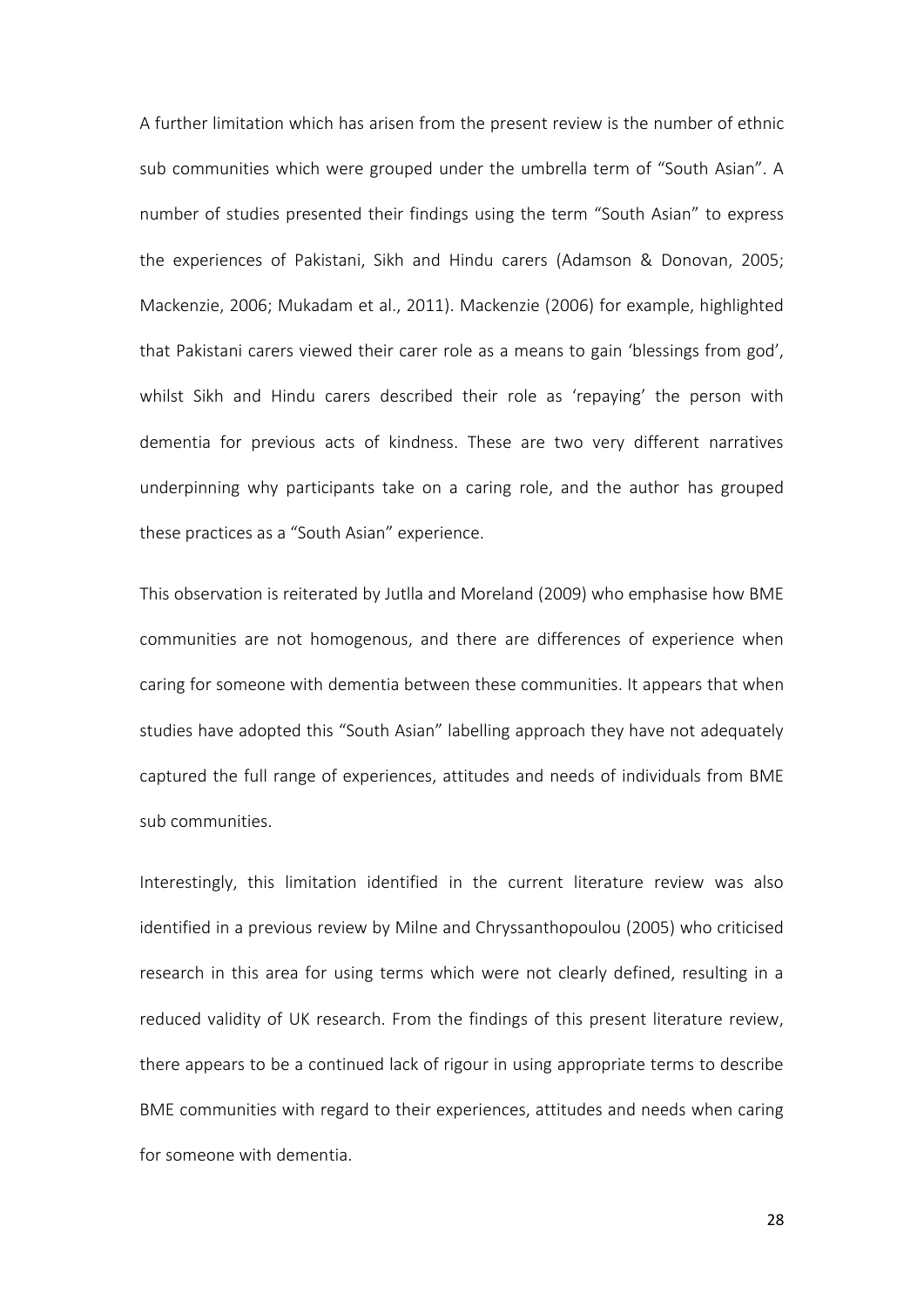A further limitation which has arisen from the present review is the number of ethnic sub communities which were grouped under the umbrella term of "South Asian". A number of studies presented their findings using the term "South Asian" to express the experiences of Pakistani, Sikh and Hindu carers (Adamson & Donovan, 2005; Mackenzie, 2006; Mukadam et al., 2011). Mackenzie (2006) for example, highlighted that Pakistani carers viewed their carer role as a means to gain 'blessings from god', whilst Sikh and Hindu carers described their role as 'repaying' the person with dementia for previous acts of kindness. These are two very different narratives underpinning why participants take on a caring role, and the author has grouped these practices as a "South Asian" experience.

This observation is reiterated by Jutlla and Moreland (2009) who emphasise how BME communities are not homogenous, and there are differences of experience when caring for someone with dementia between these communities. It appears that when studies have adopted this "South Asian" labelling approach they have not adequately captured the full range of experiences, attitudes and needs of individuals from BME sub communities.

Interestingly, this limitation identified in the current literature review was also identified in a previous review by Milne and Chryssanthopoulou (2005) who criticised research in this area for using terms which were not clearly defined, resulting in a reduced validity of UK research. From the findings of this present literature review, there appears to be a continued lack of rigour in using appropriate terms to describe BME communities with regard to their experiences, attitudes and needs when caring for someone with dementia.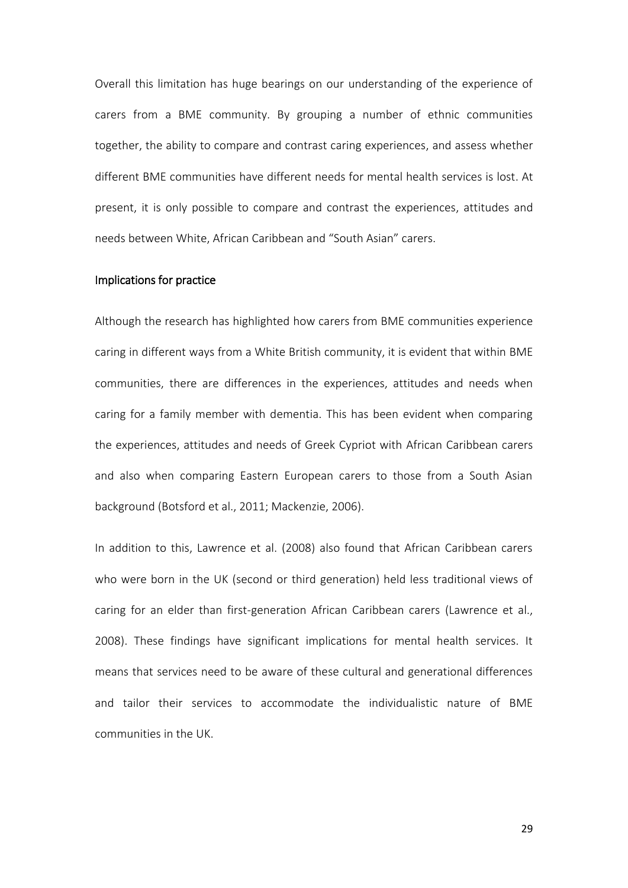Overall this limitation has huge bearings on our understanding of the experience of carers from a BME community. By grouping a number of ethnic communities together, the ability to compare and contrast caring experiences, and assess whether different BME communities have different needs for mental health services is lost. At present, it is only possible to compare and contrast the experiences, attitudes and needs between White, African Caribbean and "South Asian" carers.

## Implications for practice

Although the research has highlighted how carers from BME communities experience caring in different ways from a White British community, it is evident that within BME communities, there are differences in the experiences, attitudes and needs when caring for a family member with dementia. This has been evident when comparing the experiences, attitudes and needs of Greek Cypriot with African Caribbean carers and also when comparing Eastern European carers to those from a South Asian background (Botsford et al., 2011; Mackenzie, 2006).

In addition to this, Lawrence et al. (2008) also found that African Caribbean carers who were born in the UK (second or third generation) held less traditional views of caring for an elder than first-generation African Caribbean carers (Lawrence et al., 2008). These findings have significant implications for mental health services. It means that services need to be aware of these cultural and generational differences and tailor their services to accommodate the individualistic nature of BME communities in the UK.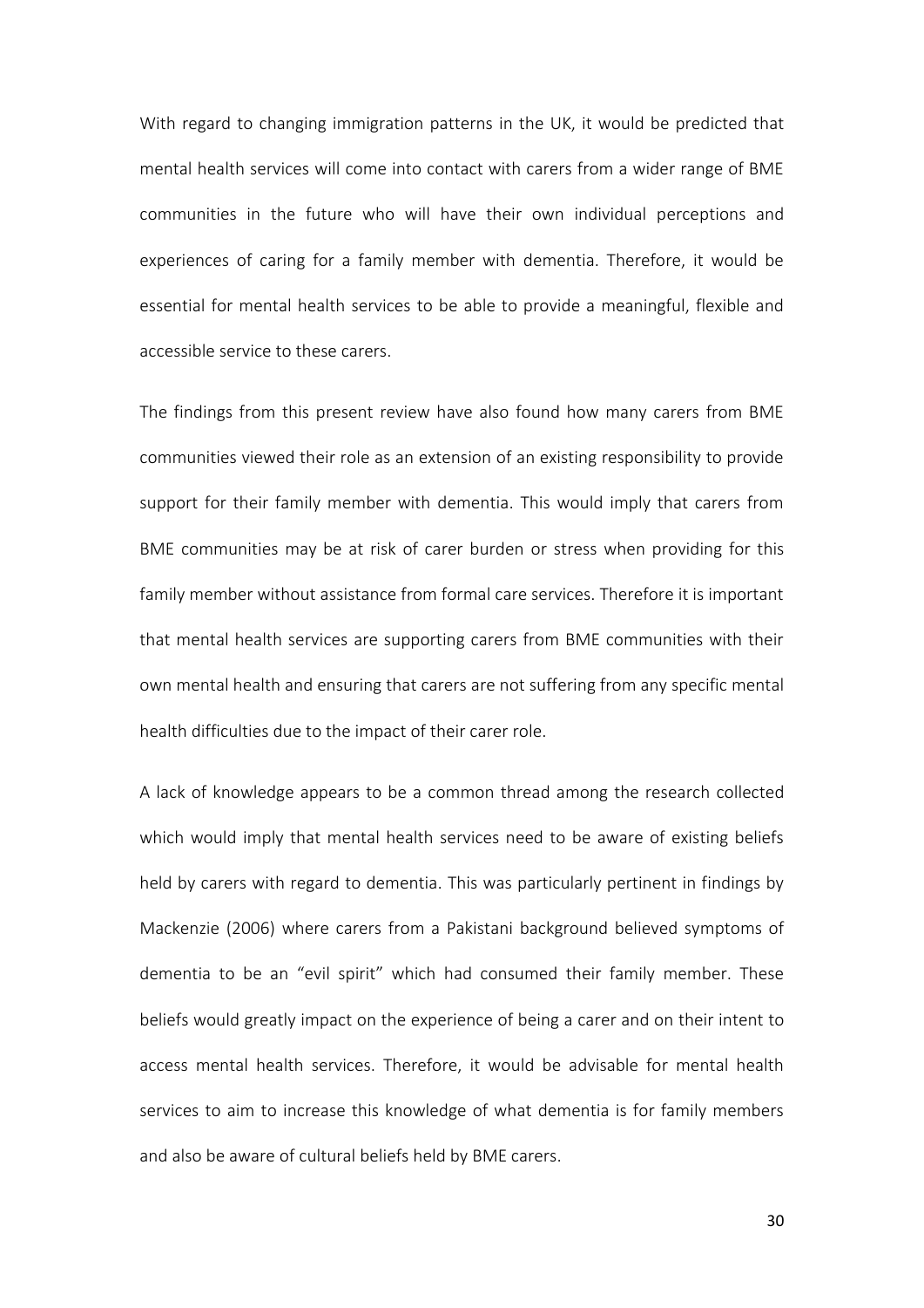With regard to changing immigration patterns in the UK, it would be predicted that mental health services will come into contact with carers from a wider range of BME communities in the future who will have their own individual perceptions and experiences of caring for a family member with dementia. Therefore, it would be essential for mental health services to be able to provide a meaningful, flexible and accessible service to these carers.

The findings from this present review have also found how many carers from BME communities viewed their role as an extension of an existing responsibility to provide support for their family member with dementia. This would imply that carers from BME communities may be at risk of carer burden or stress when providing for this family member without assistance from formal care services. Therefore it is important that mental health services are supporting carers from BME communities with their own mental health and ensuring that carers are not suffering from any specific mental health difficulties due to the impact of their carer role.

A lack of knowledge appears to be a common thread among the research collected which would imply that mental health services need to be aware of existing beliefs held by carers with regard to dementia. This was particularly pertinent in findings by Mackenzie (2006) where carers from a Pakistani background believed symptoms of dementia to be an "evil spirit" which had consumed their family member. These beliefs would greatly impact on the experience of being a carer and on their intent to access mental health services. Therefore, it would be advisable for mental health services to aim to increase this knowledge of what dementia is for family members and also be aware of cultural beliefs held by BME carers.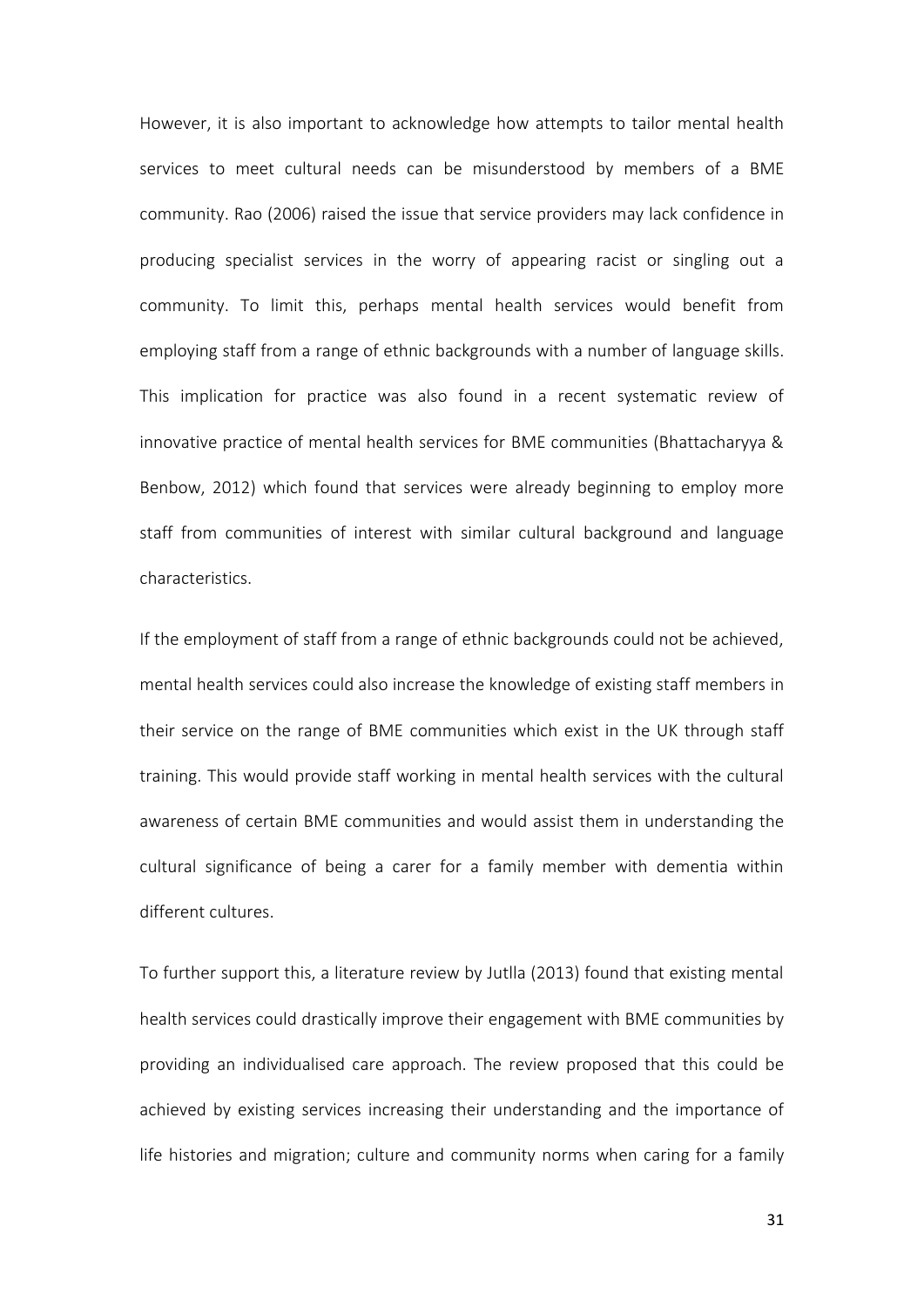However, it is also important to acknowledge how attempts to tailor mental health services to meet cultural needs can be misunderstood by members of a BME community. Rao (2006) raised the issue that service providers may lack confidence in producing specialist services in the worry of appearing racist or singling out a community. To limit this, perhaps mental health services would benefit from employing staff from a range of ethnic backgrounds with a number of language skills. This implication for practice was also found in a recent systematic review of innovative practice of mental health services for BME communities (Bhattacharyya & Benbow, 2012) which found that services were already beginning to employ more staff from communities of interest with similar cultural background and language characteristics.

If the employment of staff from a range of ethnic backgrounds could not be achieved, mental health services could also increase the knowledge of existing staff members in their service on the range of BME communities which exist in the UK through staff training. This would provide staff working in mental health services with the cultural awareness of certain BME communities and would assist them in understanding the cultural significance of being a carer for a family member with dementia within different cultures.

To further support this, a literature review by Jutlla (2013) found that existing mental health services could drastically improve their engagement with BME communities by providing an individualised care approach. The review proposed that this could be achieved by existing services increasing their understanding and the importance of life histories and migration; culture and community norms when caring for a family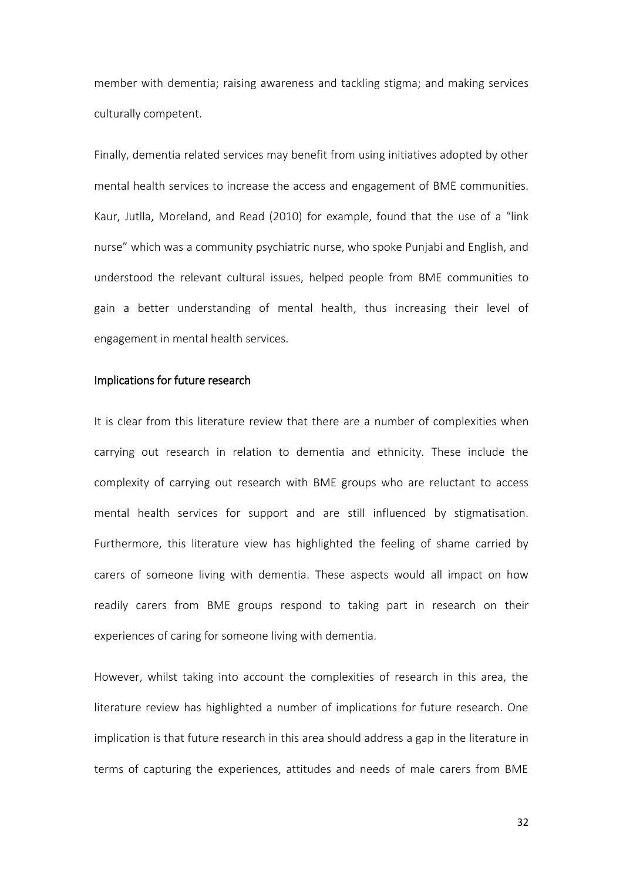member with dementia; raising awareness and tackling stigma; and making services culturally competent.

Finally, dementia related services may benefit from using initiatives adopted by other mental health services to increase the access and engagement of BME communities. Kaur, Jutlla, Moreland, and Read (2010) for example, found that the use of a "link nurse" which was a community psychiatric nurse, who spoke Punjabi and English, and understood the relevant cultural issues, helped people from BME communities to gain a better understanding of mental health, thus increasing their level of engagement in mental health services.

## Implications for future research

It is clear from this literature review that there are a number of complexities when carrying out research in relation to dementia and ethnicity. These include the complexity of carrying out research with BME groups who are reluctant to access mental health services for support and are still influenced by stigmatisation. Furthermore, this literature view has highlighted the feeling of shame carried by carers of someone living with dementia. These aspects would all impact on how readily carers from BME groups respond to taking part in research on their experiences of caring for someone living with dementia.

However, whilst taking into account the complexities of research in this area, the literature review has highlighted a number of implications for future research. One implication is that future research in this area should address a gap in the literature in terms of capturing the experiences, attitudes and needs of male carers from BME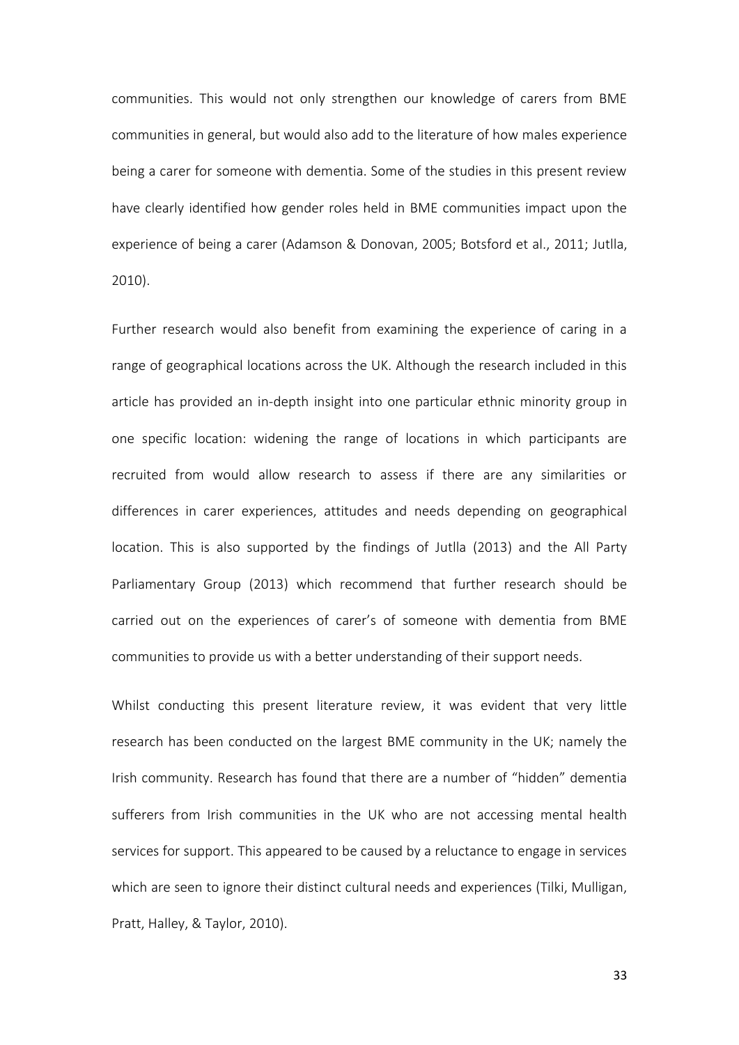communities. This would not only strengthen our knowledge of carers from BME communities in general, but would also add to the literature of how males experience being a carer for someone with dementia. Some of the studies in this present review have clearly identified how gender roles held in BME communities impact upon the experience of being a carer (Adamson & Donovan, 2005; Botsford et al., 2011; Jutlla, 2010).

Further research would also benefit from examining the experience of caring in a range of geographical locations across the UK. Although the research included in this article has provided an in-depth insight into one particular ethnic minority group in one specific location: widening the range of locations in which participants are recruited from would allow research to assess if there are any similarities or differences in carer experiences, attitudes and needs depending on geographical location. This is also supported by the findings of Jutlla (2013) and the All Party Parliamentary Group (2013) which recommend that further research should be carried out on the experiences of carer's of someone with dementia from BME communities to provide us with a better understanding of their support needs.

Whilst conducting this present literature review, it was evident that very little research has been conducted on the largest BME community in the UK; namely the Irish community. Research has found that there are a number of "hidden" dementia sufferers from Irish communities in the UK who are not accessing mental health services for support. This appeared to be caused by a reluctance to engage in services which are seen to ignore their distinct cultural needs and experiences (Tilki, Mulligan, Pratt, Halley, & Taylor, 2010).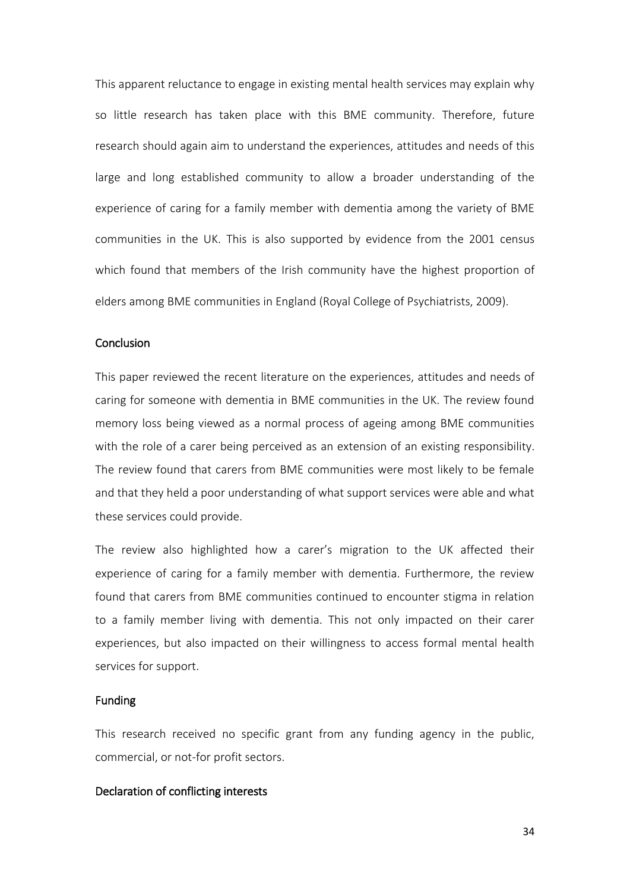This apparent reluctance to engage in existing mental health services may explain why so little research has taken place with this BME community. Therefore, future research should again aim to understand the experiences, attitudes and needs of this large and long established community to allow a broader understanding of the experience of caring for a family member with dementia among the variety of BME communities in the UK. This is also supported by evidence from the 2001 census which found that members of the Irish community have the highest proportion of elders among BME communities in England (Royal College of Psychiatrists, 2009).

## Conclusion

This paper reviewed the recent literature on the experiences, attitudes and needs of caring for someone with dementia in BME communities in the UK. The review found memory loss being viewed as a normal process of ageing among BME communities with the role of a carer being perceived as an extension of an existing responsibility. The review found that carers from BME communities were most likely to be female and that they held a poor understanding of what support services were able and what these services could provide.

The review also highlighted how a carer's migration to the UK affected their experience of caring for a family member with dementia. Furthermore, the review found that carers from BME communities continued to encounter stigma in relation to a family member living with dementia. This not only impacted on their carer experiences, but also impacted on their willingness to access formal mental health services for support.

## Funding

This research received no specific grant from any funding agency in the public, commercial, or not-for profit sectors.

## Declaration of conflicting interests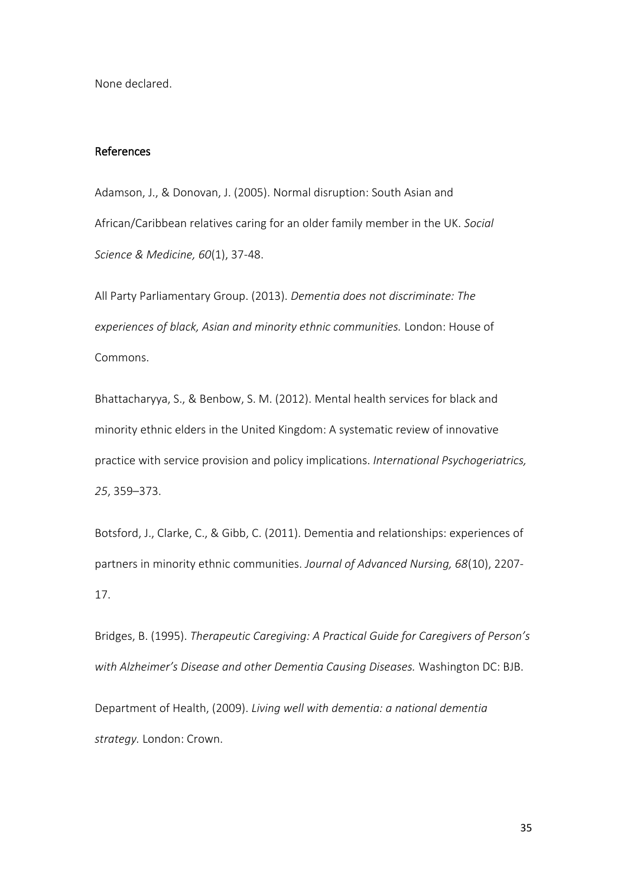None declared.

## References

Adamson, J., & Donovan, J. (2005). Normal disruption: South Asian and African/Caribbean relatives caring for an older family member in the UK. *Social Science & Medicine, 60*(1), 37-48.

All Party Parliamentary Group. (2013). *Dementia does not discriminate: The experiences of black, Asian and minority ethnic communities.* London: House of Commons.

Bhattacharyya, S., & Benbow, S. M. (2012). Mental health services for black and minority ethnic elders in the United Kingdom: A systematic review of innovative practice with service provision and policy implications. *International Psychogeriatrics, 25*, 359–373.

Botsford, J., Clarke, C., & Gibb, C. (2011). Dementia and relationships: experiences of partners in minority ethnic communities. *Journal of Advanced Nursing, 68*(10), 2207-17.

Bridges, B. (1995). *Therapeutic Caregiving: A Practical Guide for Caregivers of Person's with Alzheimer's Disease and other Dementia Causing Diseases.* Washington DC: BJB.

Department of Health, (2009). *Living well with dementia: a national dementia strategy.* London: Crown.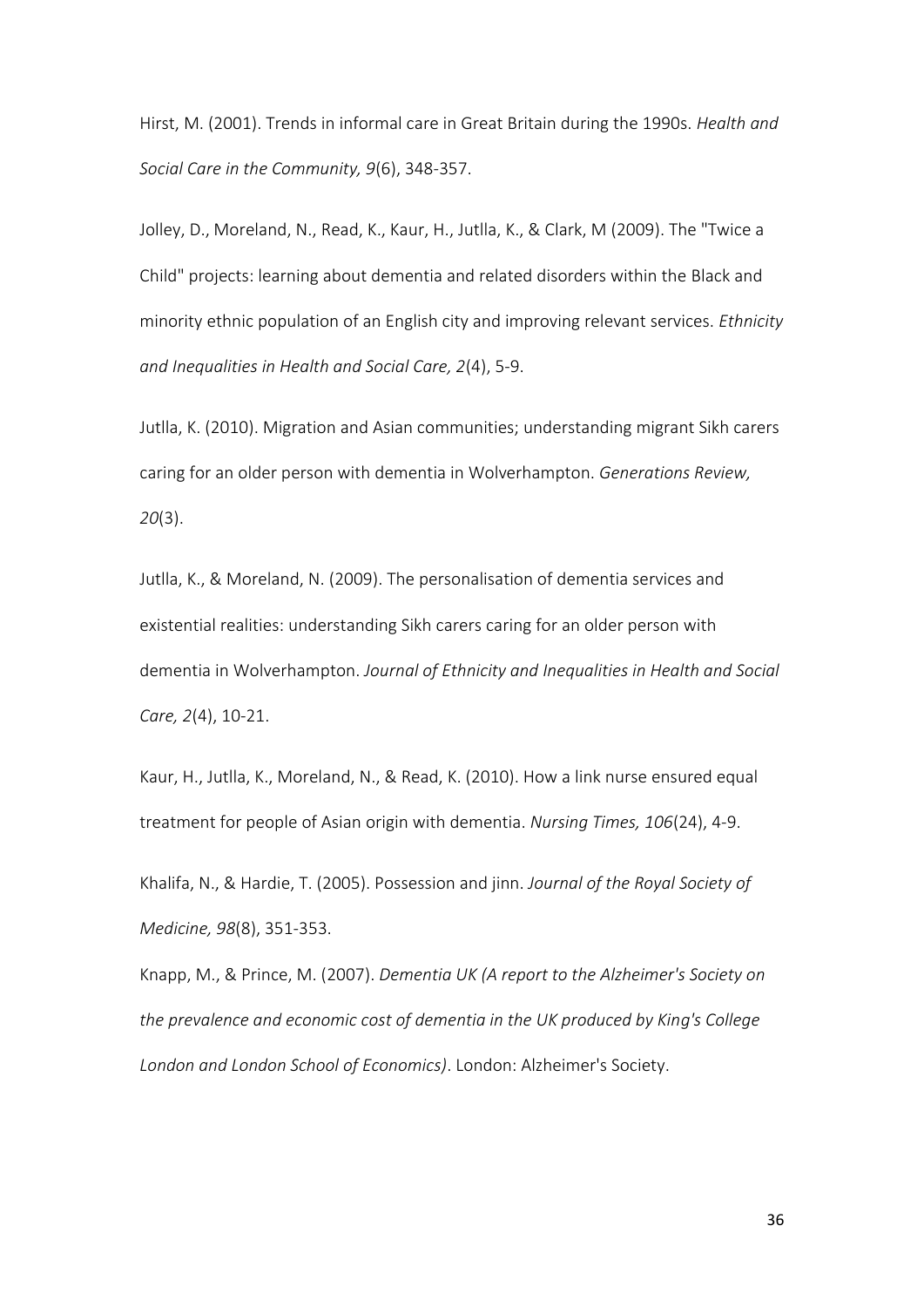Hirst, M. (2001). Trends in informal care in Great Britain during the 1990s. *Health and Social Care in the Community, 9*(6), 348-357.

Jolley, D., Moreland, N., Read, K., Kaur, H., Jutlla, K., & Clark, M (2009). The "Twice a Child" projects: learning about dementia and related disorders within the Black and minority ethnic population of an English city and improving relevant services. *Ethnicity and Inequalities in Health and Social Care, 2*(4), 5-9.

Jutlla, K. (2010). Migration and Asian communities; understanding migrant Sikh carers caring for an older person with dementia in Wolverhampton. *Generations Review, 20*(3).

Jutlla, K., & Moreland, N. (2009). The personalisation of dementia services and existential realities: understanding Sikh carers caring for an older person with dementia in Wolverhampton. *Journal of Ethnicity and Inequalities in Health and Social Care, 2*(4), 10-21.

Kaur, H., Jutlla, K., Moreland, N., & Read, K. (2010). How a link nurse ensured equal treatment for people of Asian origin with dementia. *Nursing Times, 106*(24), 4-9.

Khalifa, N., & Hardie, T. (2005). Possession and jinn. *Journal of the Royal Society of Medicine, 98*(8), 351-353.

Knapp, M., & Prince, M. (2007). *Dementia UK (A report to the Alzheimer's Society on the prevalence and economic cost of dementia in the UK produced by King's College London and London School of Economics)*. London: Alzheimer's Society.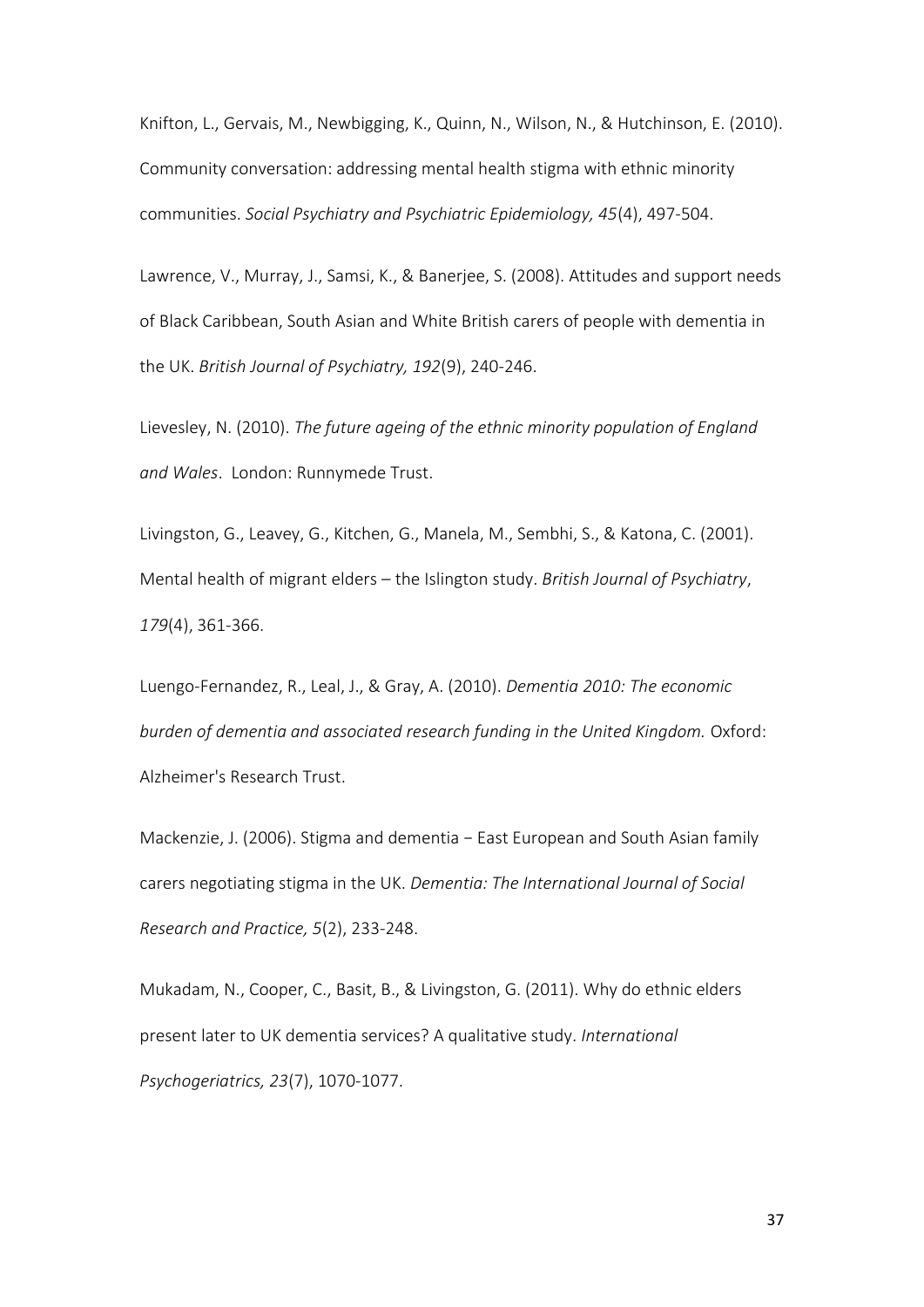Knifton, L., Gervais, M., Newbigging, K., Quinn, N., Wilson, N., & Hutchinson, E. (2010). Community conversation: addressing mental health stigma with ethnic minority communities. *Social Psychiatry and Psychiatric Epidemiology, 45*(4), 497-504.

Lawrence, V., Murray, J., Samsi, K., & Banerjee, S. (2008). Attitudes and support needs of Black Caribbean, South Asian and White British carers of people with dementia in the UK. *British Journal of Psychiatry, 192*(9), 240-246.

Lievesley, N. (2010). *The future ageing of the ethnic minority population of England and Wales*. London: Runnymede Trust.

Livingston, G., Leavey, G., Kitchen, G., Manela, M., Sembhi, S., & Katona, C. (2001). Mental health of migrant elders – the Islington study. *British Journal of Psychiatry*, *179*(4), 361-366.

Luengo-Fernandez, R., Leal, J., & Gray, A. (2010). *Dementia 2010: The economic burden of dementia and associated research funding in the United Kingdom.* Oxford: Alzheimer's Research Trust.

Mackenzie, J. (2006). Stigma and dementia − East European and South Asian family carers negotiating stigma in the UK. *Dementia: The International Journal of Social Research and Practice, 5*(2), 233-248.

Mukadam, N., Cooper, C., Basit, B., & Livingston, G. (2011). Why do ethnic elders present later to UK dementia services? A qualitative study. *International Psychogeriatrics, 23*(7), 1070-1077.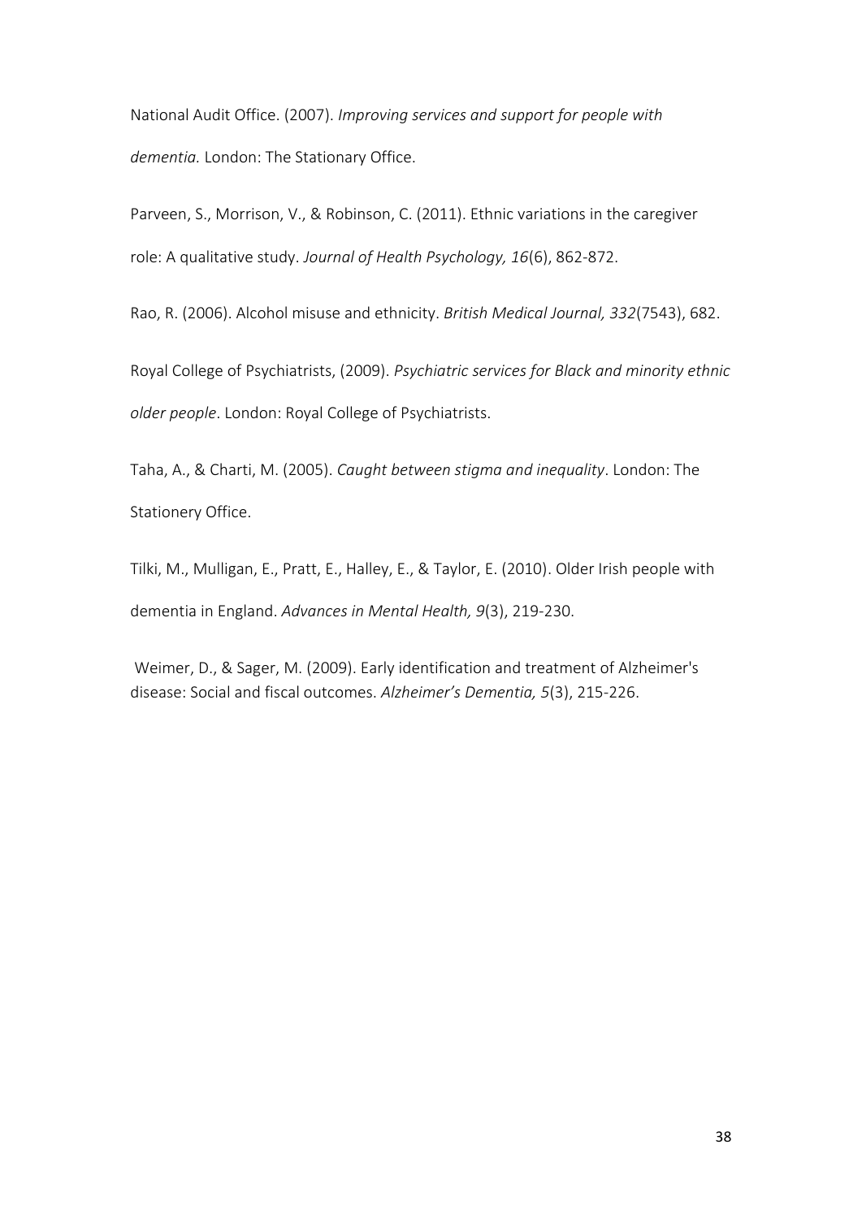National Audit Office. (2007). *Improving services and support for people with dementia.* London: The Stationary Office.

Parveen, S., Morrison, V., & Robinson, C. (2011). Ethnic variations in the caregiver role: A qualitative study. *Journal of Health Psychology, 16*(6), 862-872.

Rao, R. (2006). Alcohol misuse and ethnicity. *British Medical Journal, 332*(7543), 682.

Royal College of Psychiatrists, (2009). *Psychiatric services for Black and minority ethnic older people*. London: Royal College of Psychiatrists.

Taha, A., & Charti, M. (2005). *Caught between stigma and inequality*. London: The Stationery Office.

Tilki, M., Mulligan, E., Pratt, E., Halley, E., & Taylor, E. (2010). Older Irish people with dementia in England. *Advances in Mental Health, 9*(3), 219-230.

Weimer, D., & Sager, M. (2009). Early identification and treatment of Alzheimer's disease: Social and fiscal outcomes. *Alzheimer's Dementia, 5*(3), 215-226.